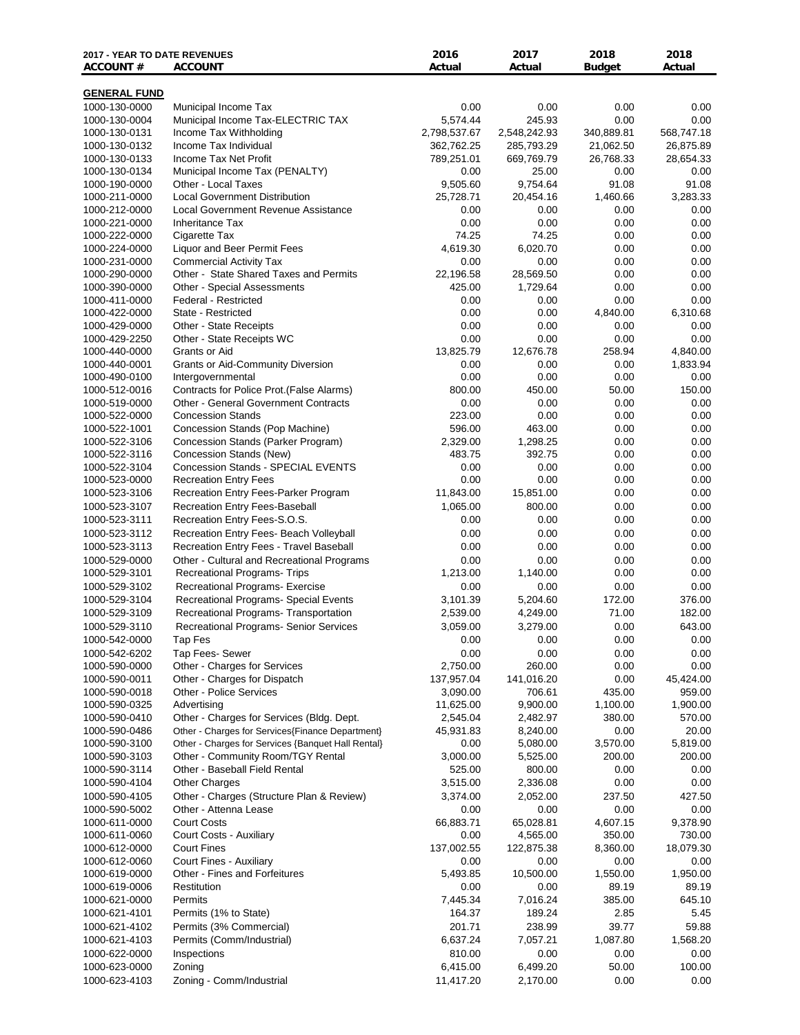| 2017 - YEAR TO DATE REVENUES ACCOUNT # | ACCOUNT | 2016 Actual | 2017 Actual | 2018 Budget | 2018 Actual |
|---|---|---|---|---|---|
| **GENERAL FUND** | | | | | |
| 1000-130-0000 | Municipal Income Tax | 0.00 | 0.00 | 0.00 | 0.00 |
| 1000-130-0004 | Municipal Income Tax-ELECTRIC TAX | 5,574.44 | 245.93 | 0.00 | 0.00 |
| 1000-130-0131 | Income Tax Withholding | 2,798,537.67 | 2,548,242.93 | 340,889.81 | 568,747.18 |
| 1000-130-0132 | Income Tax Individual | 362,762.25 | 285,793.29 | 21,062.50 | 26,875.89 |
| 1000-130-0133 | Income Tax Net Profit | 789,251.01 | 669,769.79 | 26,768.33 | 28,654.33 |
| 1000-130-0134 | Municipal Income Tax (PENALTY) | 0.00 | 25.00 | 0.00 | 0.00 |
| 1000-190-0000 | Other - Local Taxes | 9,505.60 | 9,754.64 | 91.08 | 91.08 |
| 1000-211-0000 | Local Government Distribution | 25,728.71 | 20,454.16 | 1,460.66 | 3,283.33 |
| 1000-212-0000 | Local Government Revenue Assistance | 0.00 | 0.00 | 0.00 | 0.00 |
| 1000-221-0000 | Inheritance Tax | 0.00 | 0.00 | 0.00 | 0.00 |
| 1000-222-0000 | Cigarette Tax | 74.25 | 74.25 | 0.00 | 0.00 |
| 1000-224-0000 | Liquor and Beer Permit Fees | 4,619.30 | 6,020.70 | 0.00 | 0.00 |
| 1000-231-0000 | Commercial Activity Tax | 0.00 | 0.00 | 0.00 | 0.00 |
| 1000-290-0000 | Other - State Shared Taxes and Permits | 22,196.58 | 28,569.50 | 0.00 | 0.00 |
| 1000-390-0000 | Other - Special Assessments | 425.00 | 1,729.64 | 0.00 | 0.00 |
| 1000-411-0000 | Federal - Restricted | 0.00 | 0.00 | 0.00 | 0.00 |
| 1000-422-0000 | State - Restricted | 0.00 | 0.00 | 4,840.00 | 6,310.68 |
| 1000-429-0000 | Other - State Receipts | 0.00 | 0.00 | 0.00 | 0.00 |
| 1000-429-2250 | Other - State Receipts WC | 0.00 | 0.00 | 0.00 | 0.00 |
| 1000-440-0000 | Grants or Aid | 13,825.79 | 12,676.78 | 258.94 | 4,840.00 |
| 1000-440-0001 | Grants or Aid-Community Diversion | 0.00 | 0.00 | 0.00 | 1,833.94 |
| 1000-490-0100 | Intergovernmental | 0.00 | 0.00 | 0.00 | 0.00 |
| 1000-512-0016 | Contracts for Police Prot.(False Alarms) | 800.00 | 450.00 | 50.00 | 150.00 |
| 1000-519-0000 | Other - General Government Contracts | 0.00 | 0.00 | 0.00 | 0.00 |
| 1000-522-0000 | Concession Stands | 223.00 | 0.00 | 0.00 | 0.00 |
| 1000-522-1001 | Concession Stands (Pop Machine) | 596.00 | 463.00 | 0.00 | 0.00 |
| 1000-522-3106 | Concession Stands (Parker Program) | 2,329.00 | 1,298.25 | 0.00 | 0.00 |
| 1000-522-3116 | Concession Stands (New) | 483.75 | 392.75 | 0.00 | 0.00 |
| 1000-522-3104 | Concession Stands - SPECIAL EVENTS | 0.00 | 0.00 | 0.00 | 0.00 |
| 1000-523-0000 | Recreation Entry Fees | 0.00 | 0.00 | 0.00 | 0.00 |
| 1000-523-3106 | Recreation Entry Fees-Parker Program | 11,843.00 | 15,851.00 | 0.00 | 0.00 |
| 1000-523-3107 | Recreation Entry Fees-Baseball | 1,065.00 | 800.00 | 0.00 | 0.00 |
| 1000-523-3111 | Recreation Entry Fees-S.O.S. | 0.00 | 0.00 | 0.00 | 0.00 |
| 1000-523-3112 | Recreation Entry Fees- Beach Volleyball | 0.00 | 0.00 | 0.00 | 0.00 |
| 1000-523-3113 | Recreation Entry Fees - Travel Baseball | 0.00 | 0.00 | 0.00 | 0.00 |
| 1000-529-0000 | Other - Cultural and Recreational Programs | 0.00 | 0.00 | 0.00 | 0.00 |
| 1000-529-3101 | Recreational Programs- Trips | 1,213.00 | 1,140.00 | 0.00 | 0.00 |
| 1000-529-3102 | Recreational Programs- Exercise | 0.00 | 0.00 | 0.00 | 0.00 |
| 1000-529-3104 | Recreational Programs- Special Events | 3,101.39 | 5,204.60 | 172.00 | 376.00 |
| 1000-529-3109 | Recreational Programs- Transportation | 2,539.00 | 4,249.00 | 71.00 | 182.00 |
| 1000-529-3110 | Recreational Programs- Senior Services | 3,059.00 | 3,279.00 | 0.00 | 643.00 |
| 1000-542-0000 | Tap Fes | 0.00 | 0.00 | 0.00 | 0.00 |
| 1000-542-6202 | Tap Fees- Sewer | 0.00 | 0.00 | 0.00 | 0.00 |
| 1000-590-0000 | Other - Charges for Services | 2,750.00 | 260.00 | 0.00 | 0.00 |
| 1000-590-0011 | Other - Charges for Dispatch | 137,957.04 | 141,016.20 | 0.00 | 45,424.00 |
| 1000-590-0018 | Other - Police Services | 3,090.00 | 706.61 | 435.00 | 959.00 |
| 1000-590-0325 | Advertising | 11,625.00 | 9,900.00 | 1,100.00 | 1,900.00 |
| 1000-590-0410 | Other - Charges for Services (Bldg. Dept. | 2,545.04 | 2,482.97 | 380.00 | 570.00 |
| 1000-590-0486 | Other - Charges for Services{Finance Department} | 45,931.83 | 8,240.00 | 0.00 | 20.00 |
| 1000-590-3100 | Other - Charges for Services {Banquet Hall Rental} | 0.00 | 5,080.00 | 3,570.00 | 5,819.00 |
| 1000-590-3103 | Other - Community Room/TGY Rental | 3,000.00 | 5,525.00 | 200.00 | 200.00 |
| 1000-590-3114 | Other - Baseball Field Rental | 525.00 | 800.00 | 0.00 | 0.00 |
| 1000-590-4104 | Other Charges | 3,515.00 | 2,336.08 | 0.00 | 0.00 |
| 1000-590-4105 | Other - Charges (Structure Plan & Review) | 3,374.00 | 2,052.00 | 237.50 | 427.50 |
| 1000-590-5002 | Other - Attenna Lease | 0.00 | 0.00 | 0.00 | 0.00 |
| 1000-611-0000 | Court Costs | 66,883.71 | 65,028.81 | 4,607.15 | 9,378.90 |
| 1000-611-0060 | Court Costs - Auxiliary | 0.00 | 4,565.00 | 350.00 | 730.00 |
| 1000-612-0000 | Court Fines | 137,002.55 | 122,875.38 | 8,360.00 | 18,079.30 |
| 1000-612-0060 | Court Fines - Auxiliary | 0.00 | 0.00 | 0.00 | 0.00 |
| 1000-619-0000 | Other - Fines and Forfeitures | 5,493.85 | 10,500.00 | 1,550.00 | 1,950.00 |
| 1000-619-0006 | Restitution | 0.00 | 0.00 | 89.19 | 89.19 |
| 1000-621-0000 | Permits | 7,445.34 | 7,016.24 | 385.00 | 645.10 |
| 1000-621-4101 | Permits (1% to State) | 164.37 | 189.24 | 2.85 | 5.45 |
| 1000-621-4102 | Permits (3% Commercial) | 201.71 | 238.99 | 39.77 | 59.88 |
| 1000-621-4103 | Permits (Comm/Industrial) | 6,637.24 | 7,057.21 | 1,087.80 | 1,568.20 |
| 1000-622-0000 | Inspections | 810.00 | 0.00 | 0.00 | 0.00 |
| 1000-623-0000 | Zoning | 6,415.00 | 6,499.20 | 50.00 | 100.00 |
| 1000-623-4103 | Zoning - Comm/Industrial | 11,417.20 | 2,170.00 | 0.00 | 0.00 |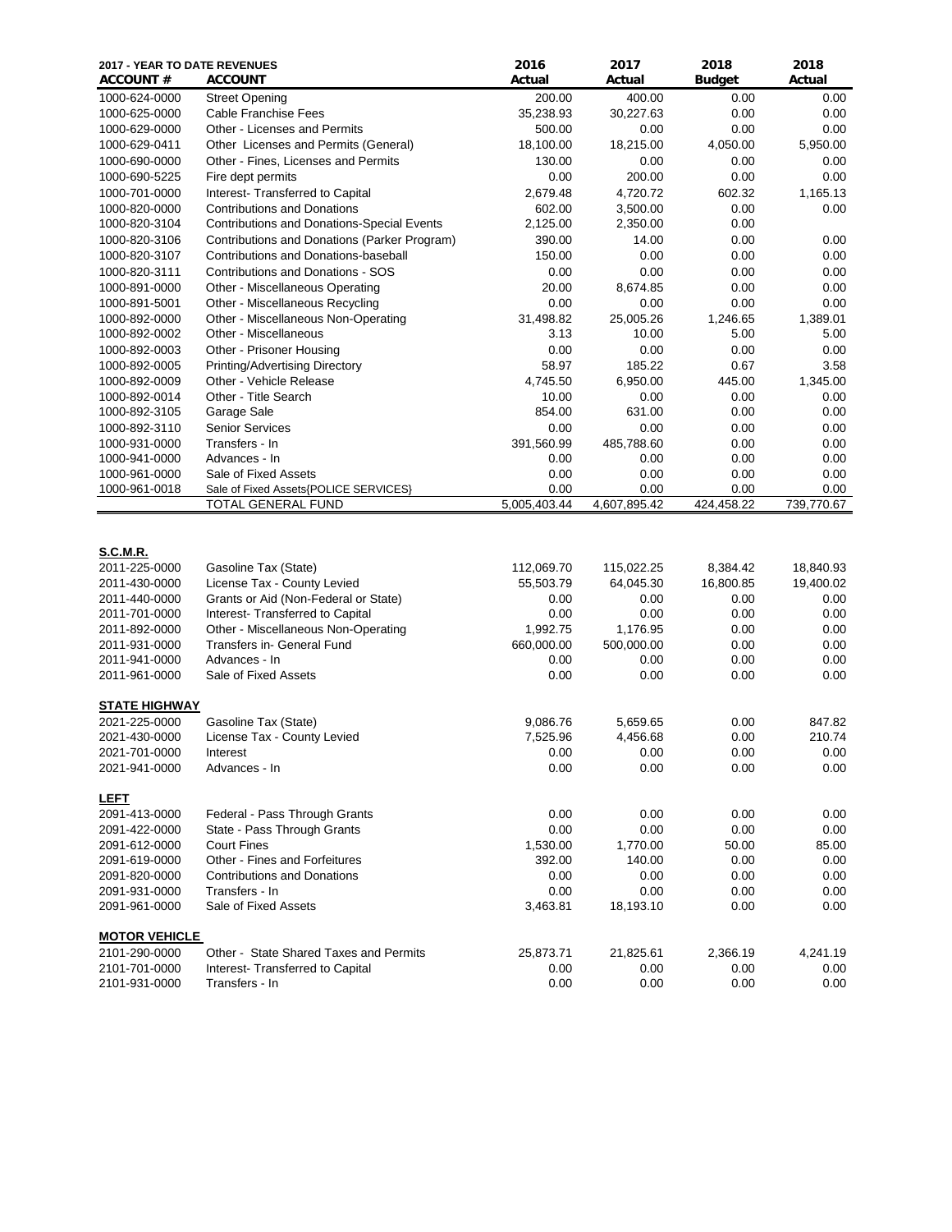| 2017 - YEAR TO DATE REVENUES ACCOUNT # | ACCOUNT | 2016 Actual | 2017 Actual | 2018 Budget | 2018 Actual |
|---|---|---|---|---|---|
| 1000-624-0000 | Street Opening | 200.00 | 400.00 | 0.00 | 0.00 |
| 1000-625-0000 | Cable Franchise Fees | 35,238.93 | 30,227.63 | 0.00 | 0.00 |
| 1000-629-0000 | Other - Licenses and Permits | 500.00 | 0.00 | 0.00 | 0.00 |
| 1000-629-0411 | Other Licenses and Permits (General) | 18,100.00 | 18,215.00 | 4,050.00 | 5,950.00 |
| 1000-690-0000 | Other - Fines, Licenses and Permits | 130.00 | 0.00 | 0.00 | 0.00 |
| 1000-690-5225 | Fire dept permits | 0.00 | 200.00 | 0.00 | 0.00 |
| 1000-701-0000 | Interest- Transferred to Capital | 2,679.48 | 4,720.72 | 602.32 | 1,165.13 |
| 1000-820-0000 | Contributions and Donations | 602.00 | 3,500.00 | 0.00 | 0.00 |
| 1000-820-3104 | Contributions and Donations-Special Events | 2,125.00 | 2,350.00 | 0.00 | |
| 1000-820-3106 | Contributions and Donations (Parker Program) | 390.00 | 14.00 | 0.00 | 0.00 |
| 1000-820-3107 | Contributions and Donations-baseball | 150.00 | 0.00 | 0.00 | 0.00 |
| 1000-820-3111 | Contributions and Donations - SOS | 0.00 | 0.00 | 0.00 | 0.00 |
| 1000-891-0000 | Other - Miscellaneous Operating | 20.00 | 8,674.85 | 0.00 | 0.00 |
| 1000-891-5001 | Other - Miscellaneous Recycling | 0.00 | 0.00 | 0.00 | 0.00 |
| 1000-892-0000 | Other - Miscellaneous Non-Operating | 31,498.82 | 25,005.26 | 1,246.65 | 1,389.01 |
| 1000-892-0002 | Other - Miscellaneous | 3.13 | 10.00 | 5.00 | 5.00 |
| 1000-892-0003 | Other - Prisoner Housing | 0.00 | 0.00 | 0.00 | 0.00 |
| 1000-892-0005 | Printing/Advertising Directory | 58.97 | 185.22 | 0.67 | 3.58 |
| 1000-892-0009 | Other - Vehicle Release | 4,745.50 | 6,950.00 | 445.00 | 1,345.00 |
| 1000-892-0014 | Other - Title Search | 10.00 | 0.00 | 0.00 | 0.00 |
| 1000-892-3105 | Garage Sale | 854.00 | 631.00 | 0.00 | 0.00 |
| 1000-892-3110 | Senior Services | 0.00 | 0.00 | 0.00 | 0.00 |
| 1000-931-0000 | Transfers - In | 391,560.99 | 485,788.60 | 0.00 | 0.00 |
| 1000-941-0000 | Advances - In | 0.00 | 0.00 | 0.00 | 0.00 |
| 1000-961-0000 | Sale of Fixed Assets | 0.00 | 0.00 | 0.00 | 0.00 |
| 1000-961-0018 | Sale of Fixed Assets{POLICE SERVICES} | 0.00 | 0.00 | 0.00 | 0.00 |
| | TOTAL GENERAL FUND | 5,005,403.44 | 4,607,895.42 | 424,458.22 | 739,770.67 |
| | | | | | |
| **S.C.M.R.** | | | | | |
| 2011-225-0000 | Gasoline Tax (State) | 112,069.70 | 115,022.25 | 8,384.42 | 18,840.93 |
| 2011-430-0000 | License Tax - County Levied | 55,503.79 | 64,045.30 | 16,800.85 | 19,400.02 |
| 2011-440-0000 | Grants or Aid (Non-Federal or State) | 0.00 | 0.00 | 0.00 | 0.00 |
| 2011-701-0000 | Interest- Transferred to Capital | 0.00 | 0.00 | 0.00 | 0.00 |
| 2011-892-0000 | Other - Miscellaneous Non-Operating | 1,992.75 | 1,176.95 | 0.00 | 0.00 |
| 2011-931-0000 | Transfers in- General Fund | 660,000.00 | 500,000.00 | 0.00 | 0.00 |
| 2011-941-0000 | Advances - In | 0.00 | 0.00 | 0.00 | 0.00 |
| 2011-961-0000 | Sale of Fixed Assets | 0.00 | 0.00 | 0.00 | 0.00 |
| | | | | | |
| **STATE HIGHWAY** | | | | | |
| 2021-225-0000 | Gasoline Tax (State) | 9,086.76 | 5,659.65 | 0.00 | 847.82 |
| 2021-430-0000 | License Tax - County Levied | 7,525.96 | 4,456.68 | 0.00 | 210.74 |
| 2021-701-0000 | Interest | 0.00 | 0.00 | 0.00 | 0.00 |
| 2021-941-0000 | Advances - In | 0.00 | 0.00 | 0.00 | 0.00 |
| | | | | | |
| **LEFT** | | | | | |
| 2091-413-0000 | Federal - Pass Through Grants | 0.00 | 0.00 | 0.00 | 0.00 |
| 2091-422-0000 | State - Pass Through Grants | 0.00 | 0.00 | 0.00 | 0.00 |
| 2091-612-0000 | Court Fines | 1,530.00 | 1,770.00 | 50.00 | 85.00 |
| 2091-619-0000 | Other - Fines and Forfeitures | 392.00 | 140.00 | 0.00 | 0.00 |
| 2091-820-0000 | Contributions and Donations | 0.00 | 0.00 | 0.00 | 0.00 |
| 2091-931-0000 | Transfers - In | 0.00 | 0.00 | 0.00 | 0.00 |
| 2091-961-0000 | Sale of Fixed Assets | 3,463.81 | 18,193.10 | 0.00 | 0.00 |
| | | | | | |
| **MOTOR VEHICLE** | | | | | |
| 2101-290-0000 | Other - State Shared Taxes and Permits | 25,873.71 | 21,825.61 | 2,366.19 | 4,241.19 |
| 2101-701-0000 | Interest- Transferred to Capital | 0.00 | 0.00 | 0.00 | 0.00 |
| 2101-931-0000 | Transfers - In | 0.00 | 0.00 | 0.00 | 0.00 |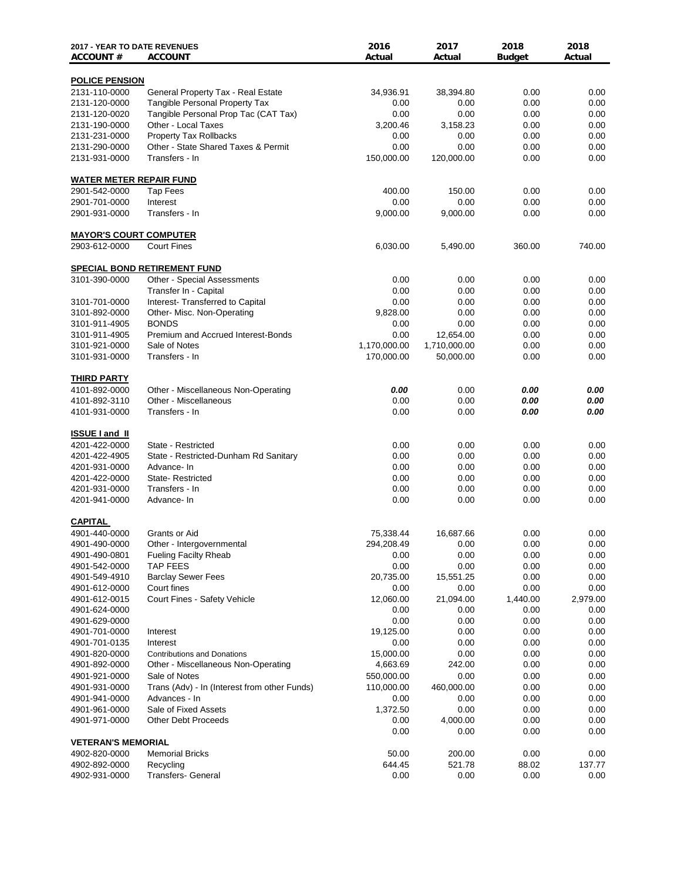| 2017 - YEAR TO DATE REVENUES ACCOUNT # | ACCOUNT | 2016 Actual | 2017 Actual | 2018 Budget | 2018 Actual |
|---|---|---|---|---|---|
| **POLICE PENSION** | | | | | |
| 2131-110-0000 | General Property Tax - Real Estate | 34,936.91 | 38,394.80 | 0.00 | 0.00 |
| 2131-120-0000 | Tangible Personal Property Tax | 0.00 | 0.00 | 0.00 | 0.00 |
| 2131-120-0020 | Tangible Personal Prop Tac (CAT Tax) | 0.00 | 0.00 | 0.00 | 0.00 |
| 2131-190-0000 | Other - Local Taxes | 3,200.46 | 3,158.23 | 0.00 | 0.00 |
| 2131-231-0000 | Property Tax Rollbacks | 0.00 | 0.00 | 0.00 | 0.00 |
| 2131-290-0000 | Other - State Shared Taxes & Permit | 0.00 | 0.00 | 0.00 | 0.00 |
| 2131-931-0000 | Transfers - In | 150,000.00 | 120,000.00 | 0.00 | 0.00 |
| **WATER METER REPAIR FUND** | | | | | |
| 2901-542-0000 | Tap Fees | 400.00 | 150.00 | 0.00 | 0.00 |
| 2901-701-0000 | Interest | 0.00 | 0.00 | 0.00 | 0.00 |
| 2901-931-0000 | Transfers - In | 9,000.00 | 9,000.00 | 0.00 | 0.00 |
| **MAYOR'S COURT COMPUTER** | | | | | |
| 2903-612-0000 | Court Fines | 6,030.00 | 5,490.00 | 360.00 | 740.00 |
| **SPECIAL BOND RETIREMENT FUND** | | | | | |
| 3101-390-0000 | Other - Special Assessments | 0.00 | 0.00 | 0.00 | 0.00 |
| | Transfer In - Capital | 0.00 | 0.00 | 0.00 | 0.00 |
| 3101-701-0000 | Interest- Transferred to Capital | 0.00 | 0.00 | 0.00 | 0.00 |
| 3101-892-0000 | Other- Misc. Non-Operating | 9,828.00 | 0.00 | 0.00 | 0.00 |
| 3101-911-4905 | BONDS | 0.00 | 0.00 | 0.00 | 0.00 |
| 3101-911-4905 | Premium and Accrued Interest-Bonds | 0.00 | 12,654.00 | 0.00 | 0.00 |
| 3101-921-0000 | Sale of Notes | 1,170,000.00 | 1,710,000.00 | 0.00 | 0.00 |
| 3101-931-0000 | Transfers - In | 170,000.00 | 50,000.00 | 0.00 | 0.00 |
| **THIRD PARTY** | | | | | |
| 4101-892-0000 | Other - Miscellaneous Non-Operating | ***0.00*** | 0.00 | ***0.00*** | ***0.00*** |
| 4101-892-3110 | Other - Miscellaneous | 0.00 | 0.00 | ***0.00*** | ***0.00*** |
| 4101-931-0000 | Transfers - In | 0.00 | 0.00 | ***0.00*** | ***0.00*** |
| **ISSUE I and II** | | | | | |
| 4201-422-0000 | State - Restricted | 0.00 | 0.00 | 0.00 | 0.00 |
| 4201-422-4905 | State - Restricted-Dunham Rd Sanitary | 0.00 | 0.00 | 0.00 | 0.00 |
| 4201-931-0000 | Advance- In | 0.00 | 0.00 | 0.00 | 0.00 |
| 4201-422-0000 | State- Restricted | 0.00 | 0.00 | 0.00 | 0.00 |
| 4201-931-0000 | Transfers - In | 0.00 | 0.00 | 0.00 | 0.00 |
| 4201-941-0000 | Advance- In | 0.00 | 0.00 | 0.00 | 0.00 |
| **CAPITAL** | | | | | |
| 4901-440-0000 | Grants or Aid | 75,338.44 | 16,687.66 | 0.00 | 0.00 |
| 4901-490-0000 | Other - Intergovernmental | 294,208.49 | 0.00 | 0.00 | 0.00 |
| 4901-490-0801 | Fueling Facilty Rheab | 0.00 | 0.00 | 0.00 | 0.00 |
| 4901-542-0000 | TAP FEES | 0.00 | 0.00 | 0.00 | 0.00 |
| 4901-549-4910 | Barclay Sewer Fees | 20,735.00 | 15,551.25 | 0.00 | 0.00 |
| 4901-612-0000 | Court fines | 0.00 | 0.00 | 0.00 | 0.00 |
| 4901-612-0015 | Court Fines - Safety Vehicle | 12,060.00 | 21,094.00 | 1,440.00 | 2,979.00 |
| 4901-624-0000 | | 0.00 | 0.00 | 0.00 | 0.00 |
| 4901-629-0000 | | 0.00 | 0.00 | 0.00 | 0.00 |
| 4901-701-0000 | Interest | 19,125.00 | 0.00 | 0.00 | 0.00 |
| 4901-701-0135 | Interest | 0.00 | 0.00 | 0.00 | 0.00 |
| 4901-820-0000 | Contributions and Donations | 15,000.00 | 0.00 | 0.00 | 0.00 |
| 4901-892-0000 | Other - Miscellaneous Non-Operating | 4,663.69 | 242.00 | 0.00 | 0.00 |
| 4901-921-0000 | Sale of Notes | 550,000.00 | 0.00 | 0.00 | 0.00 |
| 4901-931-0000 | Trans (Adv) - In (Interest from other Funds) | 110,000.00 | 460,000.00 | 0.00 | 0.00 |
| 4901-941-0000 | Advances - In | 0.00 | 0.00 | 0.00 | 0.00 |
| 4901-961-0000 | Sale of Fixed Assets | 1,372.50 | 0.00 | 0.00 | 0.00 |
| 4901-971-0000 | Other Debt Proceeds | 0.00 | 4,000.00 | 0.00 | 0.00 |
| | | 0.00 | 0.00 | 0.00 | 0.00 |
| **VETERAN'S MEMORIAL** | | | | | |
| 4902-820-0000 | Memorial Bricks | 50.00 | 200.00 | 0.00 | 0.00 |
| 4902-892-0000 | Recycling | 644.45 | 521.78 | 88.02 | 137.77 |
| 4902-931-0000 | Transfers- General | 0.00 | 0.00 | 0.00 | 0.00 |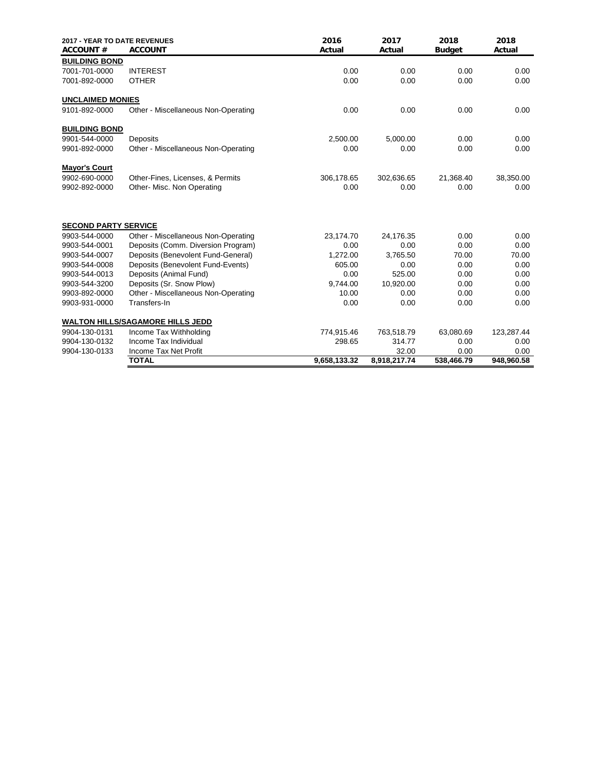| 2017 - YEAR TO DATE REVENUES ACCOUNT # | ACCOUNT | 2016 Actual | 2017 Actual | 2018 Budget | 2018 Actual |
|---|---|---|---|---|---|
| **BUILDING BOND** | | | | | |
| 7001-701-0000 | INTEREST | 0.00 | 0.00 | 0.00 | 0.00 |
| 7001-892-0000 | OTHER | 0.00 | 0.00 | 0.00 | 0.00 |
| **UNCLAIMED MONIES** | | | | | |
| 9101-892-0000 | Other - Miscellaneous Non-Operating | 0.00 | 0.00 | 0.00 | 0.00 |
| **BUILDING BOND** | | | | | |
| 9901-544-0000 | Deposits | 2,500.00 | 5,000.00 | 0.00 | 0.00 |
| 9901-892-0000 | Other - Miscellaneous Non-Operating | 0.00 | 0.00 | 0.00 | 0.00 |
| **Mayor's Court** | | | | | |
| 9902-690-0000 | Other-Fines, Licenses, & Permits | 306,178.65 | 302,636.65 | 21,368.40 | 38,350.00 |
| 9902-892-0000 | Other- Misc. Non Operating | 0.00 | 0.00 | 0.00 | 0.00 |
| **SECOND PARTY SERVICE** | | | | | |
| 9903-544-0000 | Other - Miscellaneous Non-Operating | 23,174.70 | 24,176.35 | 0.00 | 0.00 |
| 9903-544-0001 | Deposits (Comm. Diversion Program) | 0.00 | 0.00 | 0.00 | 0.00 |
| 9903-544-0007 | Deposits (Benevolent Fund-General) | 1,272.00 | 3,765.50 | 70.00 | 70.00 |
| 9903-544-0008 | Deposits (Benevolent Fund-Events) | 605.00 | 0.00 | 0.00 | 0.00 |
| 9903-544-0013 | Deposits (Animal Fund) | 0.00 | 525.00 | 0.00 | 0.00 |
| 9903-544-3200 | Deposits (Sr. Snow Plow) | 9,744.00 | 10,920.00 | 0.00 | 0.00 |
| 9903-892-0000 | Other - Miscellaneous Non-Operating | 10.00 | 0.00 | 0.00 | 0.00 |
| 9903-931-0000 | Transfers-In | 0.00 | 0.00 | 0.00 | 0.00 |
| **WALTON HILLS/SAGAMORE HILLS JEDD** | | | | | |
| 9904-130-0131 | Income Tax Withholding | 774,915.46 | 763,518.79 | 63,080.69 | 123,287.44 |
| 9904-130-0132 | Income Tax Individual | 298.65 | 314.77 | 0.00 | 0.00 |
| 9904-130-0133 | Income Tax Net Profit | | 32.00 | 0.00 | 0.00 |
| | **TOTAL** | **9,658,133.32** | **8,918,217.74** | **538,466.79** | **948,960.58** |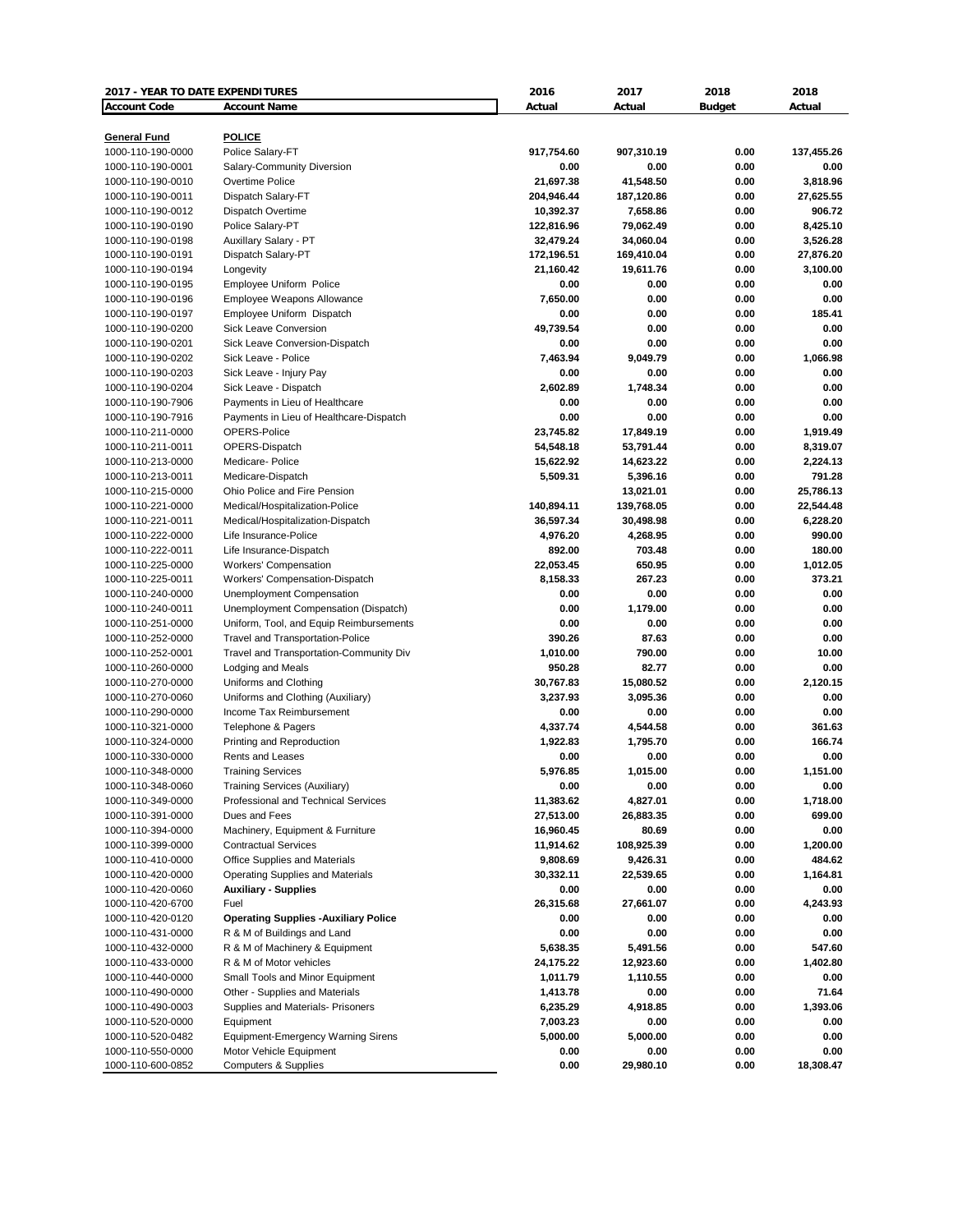| 2017 - YEAR TO DATE EXPENDITURES | | 2016 | 2017 | 2018 | 2018 |
|---|---|---|---|---|---|
| **Account Code** | **Account Name** | **Actual** | **Actual** | **Budget** | **Actual** |
| **General Fund** | **POLICE** | | | | |
| 1000-110-190-0000 | Police Salary-FT | 917,754.60 | 907,310.19 | 0.00 | 137,455.26 |
| 1000-110-190-0001 | Salary-Community Diversion | 0.00 | 0.00 | 0.00 | 0.00 |
| 1000-110-190-0010 | Overtime Police | 21,697.38 | 41,548.50 | 0.00 | 3,818.96 |
| 1000-110-190-0011 | Dispatch Salary-FT | 204,946.44 | 187,120.86 | 0.00 | 27,625.55 |
| 1000-110-190-0012 | Dispatch Overtime | 10,392.37 | 7,658.86 | 0.00 | 906.72 |
| 1000-110-190-0190 | Police Salary-PT | 122,816.96 | 79,062.49 | 0.00 | 8,425.10 |
| 1000-110-190-0198 | Auxillary Salary - PT | 32,479.24 | 34,060.04 | 0.00 | 3,526.28 |
| 1000-110-190-0191 | Dispatch Salary-PT | 172,196.51 | 169,410.04 | 0.00 | 27,876.20 |
| 1000-110-190-0194 | Longevity | 21,160.42 | 19,611.76 | 0.00 | 3,100.00 |
| 1000-110-190-0195 | Employee Uniform Police | 0.00 | 0.00 | 0.00 | 0.00 |
| 1000-110-190-0196 | Employee Weapons Allowance | 7,650.00 | 0.00 | 0.00 | 0.00 |
| 1000-110-190-0197 | Employee Uniform Dispatch | 0.00 | 0.00 | 0.00 | 185.41 |
| 1000-110-190-0200 | Sick Leave Conversion | 49,739.54 | 0.00 | 0.00 | 0.00 |
| 1000-110-190-0201 | Sick Leave Conversion-Dispatch | 0.00 | 0.00 | 0.00 | 0.00 |
| 1000-110-190-0202 | Sick Leave - Police | 7,463.94 | 9,049.79 | 0.00 | 1,066.98 |
| 1000-110-190-0203 | Sick Leave - Injury Pay | 0.00 | 0.00 | 0.00 | 0.00 |
| 1000-110-190-0204 | Sick Leave - Dispatch | 2,602.89 | 1,748.34 | 0.00 | 0.00 |
| 1000-110-190-7906 | Payments in Lieu of Healthcare | 0.00 | 0.00 | 0.00 | 0.00 |
| 1000-110-190-7916 | Payments in Lieu of Healthcare-Dispatch | 0.00 | 0.00 | 0.00 | 0.00 |
| 1000-110-211-0000 | OPERS-Police | 23,745.82 | 17,849.19 | 0.00 | 1,919.49 |
| 1000-110-211-0011 | OPERS-Dispatch | 54,548.18 | 53,791.44 | 0.00 | 8,319.07 |
| 1000-110-213-0000 | Medicare- Police | 15,622.92 | 14,623.22 | 0.00 | 2,224.13 |
| 1000-110-213-0011 | Medicare-Dispatch | 5,509.31 | 5,396.16 | 0.00 | 791.28 |
| 1000-110-215-0000 | Ohio Police and Fire Pension | | 13,021.01 | 0.00 | 25,786.13 |
| 1000-110-221-0000 | Medical/Hospitalization-Police | 140,894.11 | 139,768.05 | 0.00 | 22,544.48 |
| 1000-110-221-0011 | Medical/Hospitalization-Dispatch | 36,597.34 | 30,498.98 | 0.00 | 6,228.20 |
| 1000-110-222-0000 | Life Insurance-Police | 4,976.20 | 4,268.95 | 0.00 | 990.00 |
| 1000-110-222-0011 | Life Insurance-Dispatch | 892.00 | 703.48 | 0.00 | 180.00 |
| 1000-110-225-0000 | Workers' Compensation | 22,053.45 | 650.95 | 0.00 | 1,012.05 |
| 1000-110-225-0011 | Workers' Compensation-Dispatch | 8,158.33 | 267.23 | 0.00 | 373.21 |
| 1000-110-240-0000 | Unemployment Compensation | 0.00 | 0.00 | 0.00 | 0.00 |
| 1000-110-240-0011 | Unemployment Compensation (Dispatch) | 0.00 | 1,179.00 | 0.00 | 0.00 |
| 1000-110-251-0000 | Uniform, Tool, and Equip Reimbursements | 0.00 | 0.00 | 0.00 | 0.00 |
| 1000-110-252-0000 | Travel and Transportation-Police | 390.26 | 87.63 | 0.00 | 0.00 |
| 1000-110-252-0001 | Travel and Transportation-Community Div | 1,010.00 | 790.00 | 0.00 | 10.00 |
| 1000-110-260-0000 | Lodging and Meals | 950.28 | 82.77 | 0.00 | 0.00 |
| 1000-110-270-0000 | Uniforms and Clothing | 30,767.83 | 15,080.52 | 0.00 | 2,120.15 |
| 1000-110-270-0060 | Uniforms and Clothing (Auxiliary) | 3,237.93 | 3,095.36 | 0.00 | 0.00 |
| 1000-110-290-0000 | Income Tax Reimbursement | 0.00 | 0.00 | 0.00 | 0.00 |
| 1000-110-321-0000 | Telephone & Pagers | 4,337.74 | 4,544.58 | 0.00 | 361.63 |
| 1000-110-324-0000 | Printing and Reproduction | 1,922.83 | 1,795.70 | 0.00 | 166.74 |
| 1000-110-330-0000 | Rents and Leases | 0.00 | 0.00 | 0.00 | 0.00 |
| 1000-110-348-0000 | Training Services | 5,976.85 | 1,015.00 | 0.00 | 1,151.00 |
| 1000-110-348-0060 | Training Services (Auxiliary) | 0.00 | 0.00 | 0.00 | 0.00 |
| 1000-110-349-0000 | Professional and Technical Services | 11,383.62 | 4,827.01 | 0.00 | 1,718.00 |
| 1000-110-391-0000 | Dues and Fees | 27,513.00 | 26,883.35 | 0.00 | 699.00 |
| 1000-110-394-0000 | Machinery, Equipment & Furniture | 16,960.45 | 80.69 | 0.00 | 0.00 |
| 1000-110-399-0000 | Contractual Services | 11,914.62 | 108,925.39 | 0.00 | 1,200.00 |
| 1000-110-410-0000 | Office Supplies and Materials | 9,808.69 | 9,426.31 | 0.00 | 484.62 |
| 1000-110-420-0000 | Operating Supplies and Materials | 30,332.11 | 22,539.65 | 0.00 | 1,164.81 |
| 1000-110-420-0060 | **Auxiliary - Supplies** | 0.00 | 0.00 | 0.00 | 0.00 |
| 1000-110-420-6700 | Fuel | 26,315.68 | 27,661.07 | 0.00 | 4,243.93 |
| 1000-110-420-0120 | **Operating Supplies -Auxiliary Police** | 0.00 | 0.00 | 0.00 | 0.00 |
| 1000-110-431-0000 | R & M of Buildings and Land | 0.00 | 0.00 | 0.00 | 0.00 |
| 1000-110-432-0000 | R & M of Machinery & Equipment | 5,638.35 | 5,491.56 | 0.00 | 547.60 |
| 1000-110-433-0000 | R & M of Motor vehicles | 24,175.22 | 12,923.60 | 0.00 | 1,402.80 |
| 1000-110-440-0000 | Small Tools and Minor Equipment | 1,011.79 | 1,110.55 | 0.00 | 0.00 |
| 1000-110-490-0000 | Other - Supplies and Materials | 1,413.78 | 0.00 | 0.00 | 71.64 |
| 1000-110-490-0003 | Supplies and Materials- Prisoners | 6,235.29 | 4,918.85 | 0.00 | 1,393.06 |
| 1000-110-520-0000 | Equipment | 7,003.23 | 0.00 | 0.00 | 0.00 |
| 1000-110-520-0482 | Equipment-Emergency Warning Sirens | 5,000.00 | 5,000.00 | 0.00 | 0.00 |
| 1000-110-550-0000 | Motor Vehicle Equipment | 0.00 | 0.00 | 0.00 | 0.00 |
| 1000-110-600-0852 | Computers & Supplies | 0.00 | 29,980.10 | 0.00 | 18,308.47 |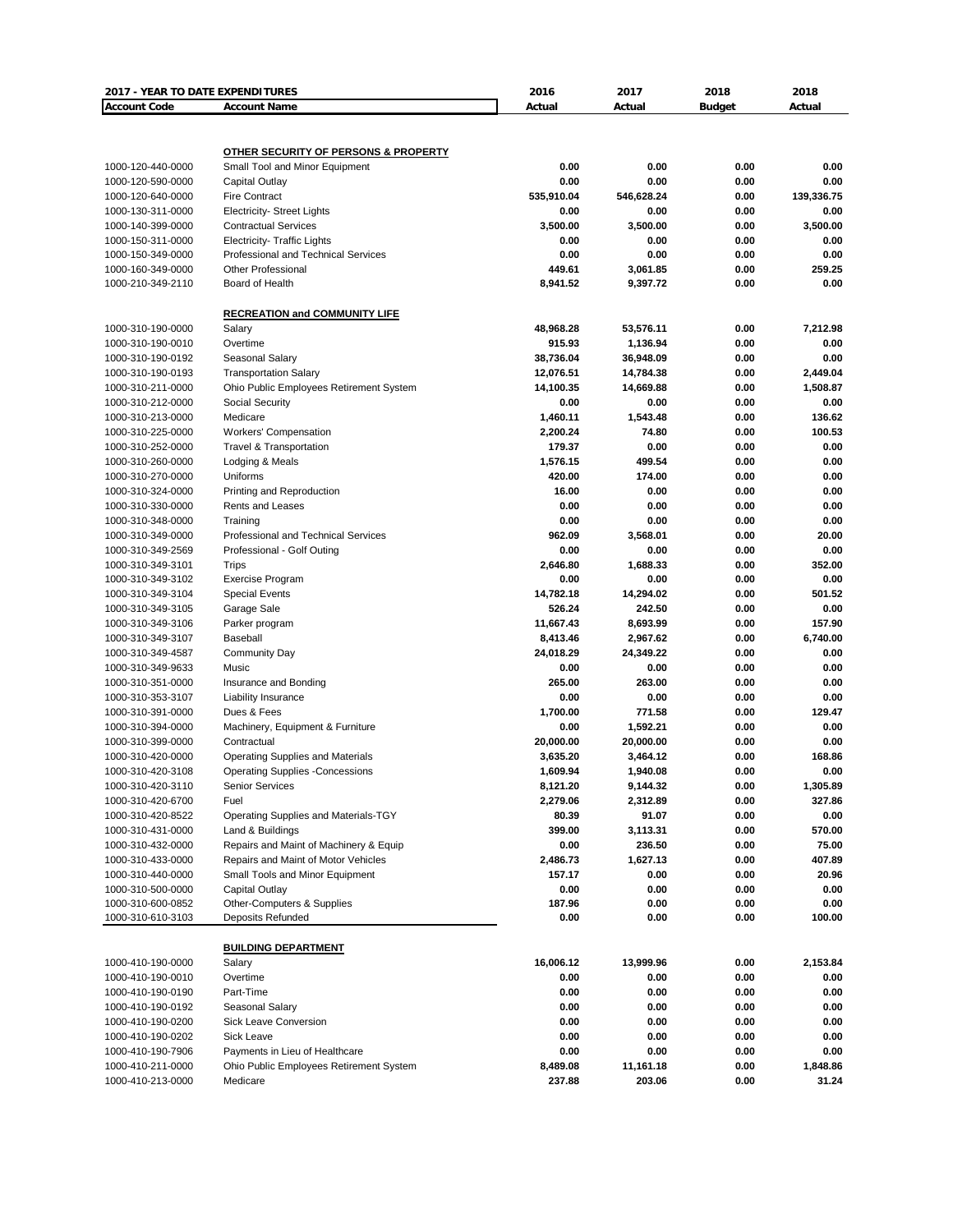| 2017 - YEAR TO DATE EXPENDITURES | | 2016 | 2017 | 2018 | 2018 |
|---|---|---|---|---|---|
| **Account Code** | **Account Name** | **Actual** | **Actual** | **Budget** | **Actual** |
| | **OTHER SECURITY OF PERSONS & PROPERTY** | | | | |
| 1000-120-440-0000 | Small Tool and Minor Equipment | 0.00 | 0.00 | 0.00 | 0.00 |
| 1000-120-590-0000 | Capital Outlay | 0.00 | 0.00 | 0.00 | 0.00 |
| 1000-120-640-0000 | Fire Contract | 535,910.04 | 546,628.24 | 0.00 | 139,336.75 |
| 1000-130-311-0000 | Electricity- Street Lights | 0.00 | 0.00 | 0.00 | 0.00 |
| 1000-140-399-0000 | Contractual Services | 3,500.00 | 3,500.00 | 0.00 | 3,500.00 |
| 1000-150-311-0000 | Electricity- Traffic Lights | 0.00 | 0.00 | 0.00 | 0.00 |
| 1000-150-349-0000 | Professional and Technical Services | 0.00 | 0.00 | 0.00 | 0.00 |
| 1000-160-349-0000 | Other Professional | 449.61 | 3,061.85 | 0.00 | 259.25 |
| 1000-210-349-2110 | Board of Health | 8,941.52 | 9,397.72 | 0.00 | 0.00 |
| | **RECREATION and COMMUNITY LIFE** | | | | |
| 1000-310-190-0000 | Salary | 48,968.28 | 53,576.11 | 0.00 | 7,212.98 |
| 1000-310-190-0010 | Overtime | 915.93 | 1,136.94 | 0.00 | 0.00 |
| 1000-310-190-0192 | Seasonal Salary | 38,736.04 | 36,948.09 | 0.00 | 0.00 |
| 1000-310-190-0193 | Transportation Salary | 12,076.51 | 14,784.38 | 0.00 | 2,449.04 |
| 1000-310-211-0000 | Ohio Public Employees Retirement System | 14,100.35 | 14,669.88 | 0.00 | 1,508.87 |
| 1000-310-212-0000 | Social Security | 0.00 | 0.00 | 0.00 | 0.00 |
| 1000-310-213-0000 | Medicare | 1,460.11 | 1,543.48 | 0.00 | 136.62 |
| 1000-310-225-0000 | Workers' Compensation | 2,200.24 | 74.80 | 0.00 | 100.53 |
| 1000-310-252-0000 | Travel & Transportation | 179.37 | 0.00 | 0.00 | 0.00 |
| 1000-310-260-0000 | Lodging & Meals | 1,576.15 | 499.54 | 0.00 | 0.00 |
| 1000-310-270-0000 | Uniforms | 420.00 | 174.00 | 0.00 | 0.00 |
| 1000-310-324-0000 | Printing and Reproduction | 16.00 | 0.00 | 0.00 | 0.00 |
| 1000-310-330-0000 | Rents and Leases | 0.00 | 0.00 | 0.00 | 0.00 |
| 1000-310-348-0000 | Training | 0.00 | 0.00 | 0.00 | 0.00 |
| 1000-310-349-0000 | Professional and Technical Services | 962.09 | 3,568.01 | 0.00 | 20.00 |
| 1000-310-349-2569 | Professional - Golf Outing | 0.00 | 0.00 | 0.00 | 0.00 |
| 1000-310-349-3101 | Trips | 2,646.80 | 1,688.33 | 0.00 | 352.00 |
| 1000-310-349-3102 | Exercise Program | 0.00 | 0.00 | 0.00 | 0.00 |
| 1000-310-349-3104 | Special Events | 14,782.18 | 14,294.02 | 0.00 | 501.52 |
| 1000-310-349-3105 | Garage Sale | 526.24 | 242.50 | 0.00 | 0.00 |
| 1000-310-349-3106 | Parker program | 11,667.43 | 8,693.99 | 0.00 | 157.90 |
| 1000-310-349-3107 | Baseball | 8,413.46 | 2,967.62 | 0.00 | 6,740.00 |
| 1000-310-349-4587 | Community Day | 24,018.29 | 24,349.22 | 0.00 | 0.00 |
| 1000-310-349-9633 | Music | 0.00 | 0.00 | 0.00 | 0.00 |
| 1000-310-351-0000 | Insurance and Bonding | 265.00 | 263.00 | 0.00 | 0.00 |
| 1000-310-353-3107 | Liability Insurance | 0.00 | 0.00 | 0.00 | 0.00 |
| 1000-310-391-0000 | Dues & Fees | 1,700.00 | 771.58 | 0.00 | 129.47 |
| 1000-310-394-0000 | Machinery, Equipment & Furniture | 0.00 | 1,592.21 | 0.00 | 0.00 |
| 1000-310-399-0000 | Contractual | 20,000.00 | 20,000.00 | 0.00 | 0.00 |
| 1000-310-420-0000 | Operating Supplies and Materials | 3,635.20 | 3,464.12 | 0.00 | 168.86 |
| 1000-310-420-3108 | Operating Supplies -Concessions | 1,609.94 | 1,940.08 | 0.00 | 0.00 |
| 1000-310-420-3110 | Senior Services | 8,121.20 | 9,144.32 | 0.00 | 1,305.89 |
| 1000-310-420-6700 | Fuel | 2,279.06 | 2,312.89 | 0.00 | 327.86 |
| 1000-310-420-8522 | Operating Supplies and Materials-TGY | 80.39 | 91.07 | 0.00 | 0.00 |
| 1000-310-431-0000 | Land & Buildings | 399.00 | 3,113.31 | 0.00 | 570.00 |
| 1000-310-432-0000 | Repairs and Maint of Machinery & Equip | 0.00 | 236.50 | 0.00 | 75.00 |
| 1000-310-433-0000 | Repairs and Maint of Motor Vehicles | 2,486.73 | 1,627.13 | 0.00 | 407.89 |
| 1000-310-440-0000 | Small Tools and Minor Equipment | 157.17 | 0.00 | 0.00 | 20.96 |
| 1000-310-500-0000 | Capital Outlay | 0.00 | 0.00 | 0.00 | 0.00 |
| 1000-310-600-0852 | Other-Computers & Supplies | 187.96 | 0.00 | 0.00 | 0.00 |
| 1000-310-610-3103 | Deposits Refunded | 0.00 | 0.00 | 0.00 | 100.00 |
| | **BUILDING DEPARTMENT** | | | | |
| 1000-410-190-0000 | Salary | 16,006.12 | 13,999.96 | 0.00 | 2,153.84 |
| 1000-410-190-0010 | Overtime | 0.00 | 0.00 | 0.00 | 0.00 |
| 1000-410-190-0190 | Part-Time | 0.00 | 0.00 | 0.00 | 0.00 |
| 1000-410-190-0192 | Seasonal Salary | 0.00 | 0.00 | 0.00 | 0.00 |
| 1000-410-190-0200 | Sick Leave Conversion | 0.00 | 0.00 | 0.00 | 0.00 |
| 1000-410-190-0202 | Sick Leave | 0.00 | 0.00 | 0.00 | 0.00 |
| 1000-410-190-7906 | Payments in Lieu of Healthcare | 0.00 | 0.00 | 0.00 | 0.00 |
| 1000-410-211-0000 | Ohio Public Employees Retirement System | 8,489.08 | 11,161.18 | 0.00 | 1,848.86 |
| 1000-410-213-0000 | Medicare | 237.88 | 203.06 | 0.00 | 31.24 |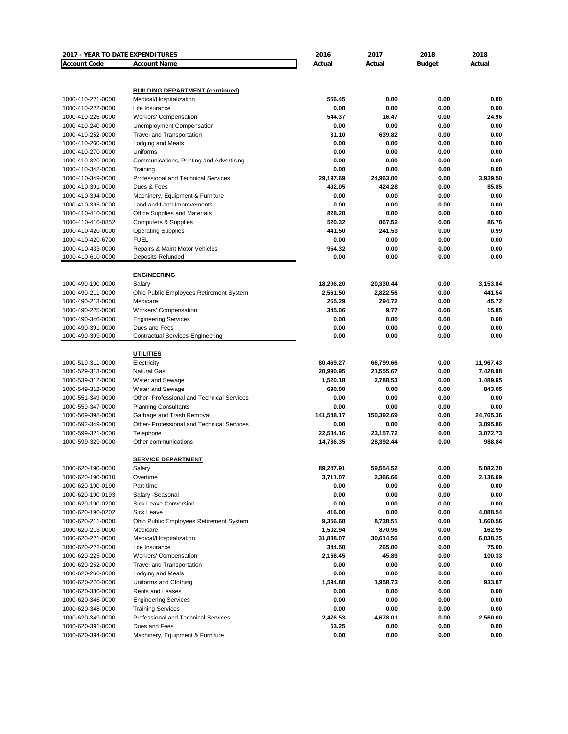| 2017 - YEAR TO DATE EXPENDITURES | | 2016 | 2017 | 2018 | 2018 |
|---|---|---|---|---|---|
| **Account Code** | **Account Name** | **Actual** | **Actual** | **Budget** | **Actual** |
| | **BUILDING DEPARTMENT (continued)** | | | | |
| 1000-410-221-0000 | Medical/Hospitalization | **566.45** | **0.00** | **0.00** | **0.00** |
| 1000-410-222-0000 | Life Insurance | **0.00** | **0.00** | **0.00** | **0.00** |
| 1000-410-225-0000 | Workers' Compensation | **544.37** | **16.47** | **0.00** | **24.96** |
| 1000-410-240-0000 | Unemployment Compensation | **0.00** | **0.00** | **0.00** | **0.00** |
| 1000-410-252-0000 | Travel and Transportation | **31.10** | **639.82** | **0.00** | **0.00** |
| 1000-410-260-0000 | Lodging and Meals | **0.00** | **0.00** | **0.00** | **0.00** |
| 1000-410-270-0000 | Uniforms | **0.00** | **0.00** | **0.00** | **0.00** |
| 1000-410-320-0000 | Communications, Printing and Advertising | **0.00** | **0.00** | **0.00** | **0.00** |
| 1000-410-348-0000 | Training | **0.00** | **0.00** | **0.00** | **0.00** |
| 1000-410-349-0000 | Professional and Technical Services | **29,197.69** | **24,963.00** | **0.00** | **3,939.50** |
| 1000-410-391-0000 | Dues & Fees | **492.05** | **424.28** | **0.00** | **85.85** |
| 1000-410-394-0000 | Machinery, Equipment & Furniture | **0.00** | **0.00** | **0.00** | **0.00** |
| 1000-410-395-0000 | Land and Land Improvements | **0.00** | **0.00** | **0.00** | **0.00** |
| 1000-410-410-0000 | Office Supplies and Materials | **828.28** | **0.00** | **0.00** | **0.00** |
| 1000-410-410-0852 | Computers & Supplies | **520.32** | **867.52** | **0.00** | **86.76** |
| 1000-410-420-0000 | Operating Supplies | **441.50** | **241.53** | **0.00** | **0.99** |
| 1000-410-420-6700 | FUEL | **0.00** | **0.00** | **0.00** | **0.00** |
| 1000-410-433-0000 | Repairs & Maint Motor Vehicles | **954.32** | **0.00** | **0.00** | **0.00** |
| 1000-410-610-0000 | Deposits Refunded | **0.00** | **0.00** | **0.00** | **0.00** |
| | **ENGINEERING** | | | | |
| 1000-490-190-0000 | Salary | **18,296.20** | **20,330.44** | **0.00** | **3,153.84** |
| 1000-490-211-0000 | Ohio Public Employees Retirement System | **2,561.50** | **2,822.56** | **0.00** | **441.54** |
| 1000-490-213-0000 | Medicare | **265.29** | **294.72** | **0.00** | **45.72** |
| 1000-490-225-0000 | Workers' Compensation | **345.06** | **9.77** | **0.00** | **15.85** |
| 1000-490-346-0000 | Engineering Services | **0.00** | **0.00** | **0.00** | **0.00** |
| 1000-490-391-0000 | Dues and Fees | **0.00** | **0.00** | **0.00** | **0.00** |
| 1000-490-399-0000 | Contractual Services-Engineering | **0.00** | **0.00** | **0.00** | **0.00** |
| | **UTILITIES** | | | | |
| 1000-519-311-0000 | Electricity | **80,469.27** | **66,799.66** | **0.00** | **11,967.43** |
| 1000-529-313-0000 | Natural Gas | **20,990.95** | **21,555.67** | **0.00** | **7,428.98** |
| 1000-539-312-0000 | Water and Sewage | **1,520.18** | **2,788.53** | **0.00** | **1,489.65** |
| 1000-549-312-0000 | Water and Sewage | **690.00** | **0.00** | **0.00** | **843.05** |
| 1000-551-349-0000 | Other- Professional and Technical Services | **0.00** | **0.00** | **0.00** | **0.00** |
| 1000-559-347-0000 | Planning Consultants | **0.00** | **0.00** | **0.00** | **0.00** |
| 1000-569-398-0000 | Garbage and Trash Removal | **141,548.17** | **150,392.69** | **0.00** | **24,765.36** |
| 1000-592-349-0000 | Other- Professional and Technical Services | **0.00** | **0.00** | **0.00** | **3,895.86** |
| 1000-599-321-0000 | Telephone | **22,584.16** | **23,157.72** | **0.00** | **3,072.73** |
| 1000-599-329-0000 | Other communications | **14,736.35** | **28,392.44** | **0.00** | **988.84** |
| | **SERVICE DEPARTMENT** | | | | |
| 1000-620-190-0000 | Salary | **89,247.91** | **59,554.52** | **0.00** | **5,082.28** |
| 1000-620-190-0010 | Overtime | **3,711.07** | **2,366.66** | **0.00** | **2,136.69** |
| 1000-620-190-0190 | Part-time | **0.00** | **0.00** | **0.00** | **0.00** |
| 1000-620-190-0193 | Salary -Seasonal | **0.00** | **0.00** | **0.00** | **0.00** |
| 1000-620-190-0200 | Sick Leave Conversion | **0.00** | **0.00** | **0.00** | **0.00** |
| 1000-620-190-0202 | Sick Leave | **416.00** | **0.00** | **0.00** | **4,088.54** |
| 1000-620-211-0000 | Ohio Public Employees Retirement System | **9,356.68** | **8,738.51** | **0.00** | **1,660.56** |
| 1000-620-213-0000 | Medicare | **1,502.94** | **870.96** | **0.00** | **162.95** |
| 1000-620-221-0000 | Medical/Hospitalization | **31,838.07** | **30,614.56** | **0.00** | **6,038.25** |
| 1000-620-222-0000 | Life Insurance | **344.50** | **265.00** | **0.00** | **75.00** |
| 1000-620-225-0000 | Workers' Compensation | **2,168.45** | **45.89** | **0.00** | **100.33** |
| 1000-620-252-0000 | Travel and Transportation | **0.00** | **0.00** | **0.00** | **0.00** |
| 1000-620-260-0000 | Lodging and Meals | **0.00** | **0.00** | **0.00** | **0.00** |
| 1000-620-270-0000 | Uniforms and Clothing | **1,594.88** | **1,958.73** | **0.00** | **933.87** |
| 1000-620-330-0000 | Rents and Leases | **0.00** | **0.00** | **0.00** | **0.00** |
| 1000-620-346-0000 | Engineering Services | **0.00** | **0.00** | **0.00** | **0.00** |
| 1000-620-348-0000 | Training Services | **0.00** | **0.00** | **0.00** | **0.00** |
| 1000-620-349-0000 | Professional and Technical Services | **2,476.53** | **4,678.01** | **0.00** | **2,560.00** |
| 1000-620-391-0000 | Dues and Fees | **53.25** | **0.00** | **0.00** | **0.00** |
| 1000-620-394-0000 | Machinery, Equipment & Furniture | **0.00** | **0.00** | **0.00** | **0.00** |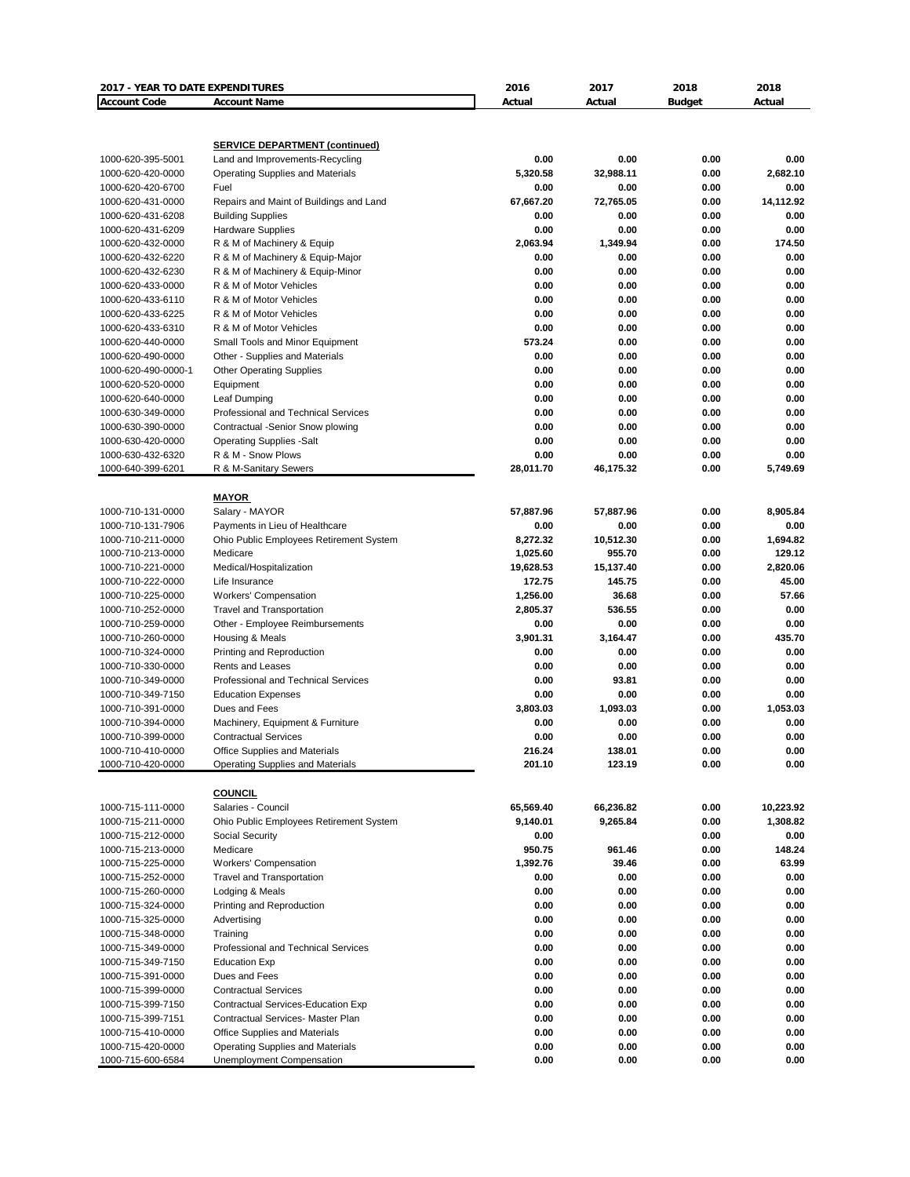| 2017 - YEAR TO DATE EXPENDITURES | | 2016 | 2017 | 2018 | 2018 |
|---|---|---|---|---|---|
| **Account Code** | **Account Name** | **Actual** | **Actual** | **Budget** | **Actual** |
| | **SERVICE DEPARTMENT (continued)** | | | | |
| 1000-620-395-5001 | Land and Improvements-Recycling | 0.00 | 0.00 | 0.00 | 0.00 |
| 1000-620-420-0000 | Operating Supplies and Materials | 5,320.58 | 32,988.11 | 0.00 | 2,682.10 |
| 1000-620-420-6700 | Fuel | 0.00 | 0.00 | 0.00 | 0.00 |
| 1000-620-431-0000 | Repairs and Maint of Buildings and Land | 67,667.20 | 72,765.05 | 0.00 | 14,112.92 |
| 1000-620-431-6208 | Building Supplies | 0.00 | 0.00 | 0.00 | 0.00 |
| 1000-620-431-6209 | Hardware Supplies | 0.00 | 0.00 | 0.00 | 0.00 |
| 1000-620-432-0000 | R & M of Machinery & Equip | 2,063.94 | 1,349.94 | 0.00 | 174.50 |
| 1000-620-432-6220 | R & M of Machinery & Equip-Major | 0.00 | 0.00 | 0.00 | 0.00 |
| 1000-620-432-6230 | R & M of Machinery & Equip-Minor | 0.00 | 0.00 | 0.00 | 0.00 |
| 1000-620-433-0000 | R & M of Motor Vehicles | 0.00 | 0.00 | 0.00 | 0.00 |
| 1000-620-433-6110 | R & M of Motor Vehicles | 0.00 | 0.00 | 0.00 | 0.00 |
| 1000-620-433-6225 | R & M of Motor Vehicles | 0.00 | 0.00 | 0.00 | 0.00 |
| 1000-620-433-6310 | R & M of Motor Vehicles | 0.00 | 0.00 | 0.00 | 0.00 |
| 1000-620-440-0000 | Small Tools and Minor Equipment | 573.24 | 0.00 | 0.00 | 0.00 |
| 1000-620-490-0000 | Other - Supplies and Materials | 0.00 | 0.00 | 0.00 | 0.00 |
| 1000-620-490-0000-1 | Other Operating Supplies | 0.00 | 0.00 | 0.00 | 0.00 |
| 1000-620-520-0000 | Equipment | 0.00 | 0.00 | 0.00 | 0.00 |
| 1000-620-640-0000 | Leaf Dumping | 0.00 | 0.00 | 0.00 | 0.00 |
| 1000-630-349-0000 | Professional and Technical Services | 0.00 | 0.00 | 0.00 | 0.00 |
| 1000-630-390-0000 | Contractual -Senior Snow plowing | 0.00 | 0.00 | 0.00 | 0.00 |
| 1000-630-420-0000 | Operating Supplies -Salt | 0.00 | 0.00 | 0.00 | 0.00 |
| 1000-630-432-6320 | R & M - Snow Plows | 0.00 | 0.00 | 0.00 | 0.00 |
| 1000-640-399-6201 | R & M-Sanitary Sewers | 28,011.70 | 46,175.32 | 0.00 | 5,749.69 |
| | **MAYOR** | | | | |
| 1000-710-131-0000 | Salary - MAYOR | 57,887.96 | 57,887.96 | 0.00 | 8,905.84 |
| 1000-710-131-7906 | Payments in Lieu of Healthcare | 0.00 | 0.00 | 0.00 | 0.00 |
| 1000-710-211-0000 | Ohio Public Employees Retirement System | 8,272.32 | 10,512.30 | 0.00 | 1,694.82 |
| 1000-710-213-0000 | Medicare | 1,025.60 | 955.70 | 0.00 | 129.12 |
| 1000-710-221-0000 | Medical/Hospitalization | 19,628.53 | 15,137.40 | 0.00 | 2,820.06 |
| 1000-710-222-0000 | Life Insurance | 172.75 | 145.75 | 0.00 | 45.00 |
| 1000-710-225-0000 | Workers' Compensation | 1,256.00 | 36.68 | 0.00 | 57.66 |
| 1000-710-252-0000 | Travel and Transportation | 2,805.37 | 536.55 | 0.00 | 0.00 |
| 1000-710-259-0000 | Other - Employee Reimbursements | 0.00 | 0.00 | 0.00 | 0.00 |
| 1000-710-260-0000 | Housing & Meals | 3,901.31 | 3,164.47 | 0.00 | 435.70 |
| 1000-710-324-0000 | Printing and Reproduction | 0.00 | 0.00 | 0.00 | 0.00 |
| 1000-710-330-0000 | Rents and Leases | 0.00 | 0.00 | 0.00 | 0.00 |
| 1000-710-349-0000 | Professional and Technical Services | 0.00 | 93.81 | 0.00 | 0.00 |
| 1000-710-349-7150 | Education Expenses | 0.00 | 0.00 | 0.00 | 0.00 |
| 1000-710-391-0000 | Dues and Fees | 3,803.03 | 1,093.03 | 0.00 | 1,053.03 |
| 1000-710-394-0000 | Machinery, Equipment & Furniture | 0.00 | 0.00 | 0.00 | 0.00 |
| 1000-710-399-0000 | Contractual Services | 0.00 | 0.00 | 0.00 | 0.00 |
| 1000-710-410-0000 | Office Supplies and Materials | 216.24 | 138.01 | 0.00 | 0.00 |
| 1000-710-420-0000 | Operating Supplies and Materials | 201.10 | 123.19 | 0.00 | 0.00 |
| | **COUNCIL** | | | | |
| 1000-715-111-0000 | Salaries - Council | 65,569.40 | 66,236.82 | 0.00 | 10,223.92 |
| 1000-715-211-0000 | Ohio Public Employees Retirement System | 9,140.01 | 9,265.84 | 0.00 | 1,308.82 |
| 1000-715-212-0000 | Social Security | 0.00 | | 0.00 | 0.00 |
| 1000-715-213-0000 | Medicare | 950.75 | 961.46 | 0.00 | 148.24 |
| 1000-715-225-0000 | Workers' Compensation | 1,392.76 | 39.46 | 0.00 | 63.99 |
| 1000-715-252-0000 | Travel and Transportation | 0.00 | 0.00 | 0.00 | 0.00 |
| 1000-715-260-0000 | Lodging & Meals | 0.00 | 0.00 | 0.00 | 0.00 |
| 1000-715-324-0000 | Printing and Reproduction | 0.00 | 0.00 | 0.00 | 0.00 |
| 1000-715-325-0000 | Advertising | 0.00 | 0.00 | 0.00 | 0.00 |
| 1000-715-348-0000 | Training | 0.00 | 0.00 | 0.00 | 0.00 |
| 1000-715-349-0000 | Professional and Technical Services | 0.00 | 0.00 | 0.00 | 0.00 |
| 1000-715-349-7150 | Education Exp | 0.00 | 0.00 | 0.00 | 0.00 |
| 1000-715-391-0000 | Dues and Fees | 0.00 | 0.00 | 0.00 | 0.00 |
| 1000-715-399-0000 | Contractual Services | 0.00 | 0.00 | 0.00 | 0.00 |
| 1000-715-399-7150 | Contractual Services-Education Exp | 0.00 | 0.00 | 0.00 | 0.00 |
| 1000-715-399-7151 | Contractual Services- Master Plan | 0.00 | 0.00 | 0.00 | 0.00 |
| 1000-715-410-0000 | Office Supplies and Materials | 0.00 | 0.00 | 0.00 | 0.00 |
| 1000-715-420-0000 | Operating Supplies and Materials | 0.00 | 0.00 | 0.00 | 0.00 |
| 1000-715-600-6584 | Unemployment Compensation | 0.00 | 0.00 | 0.00 | 0.00 |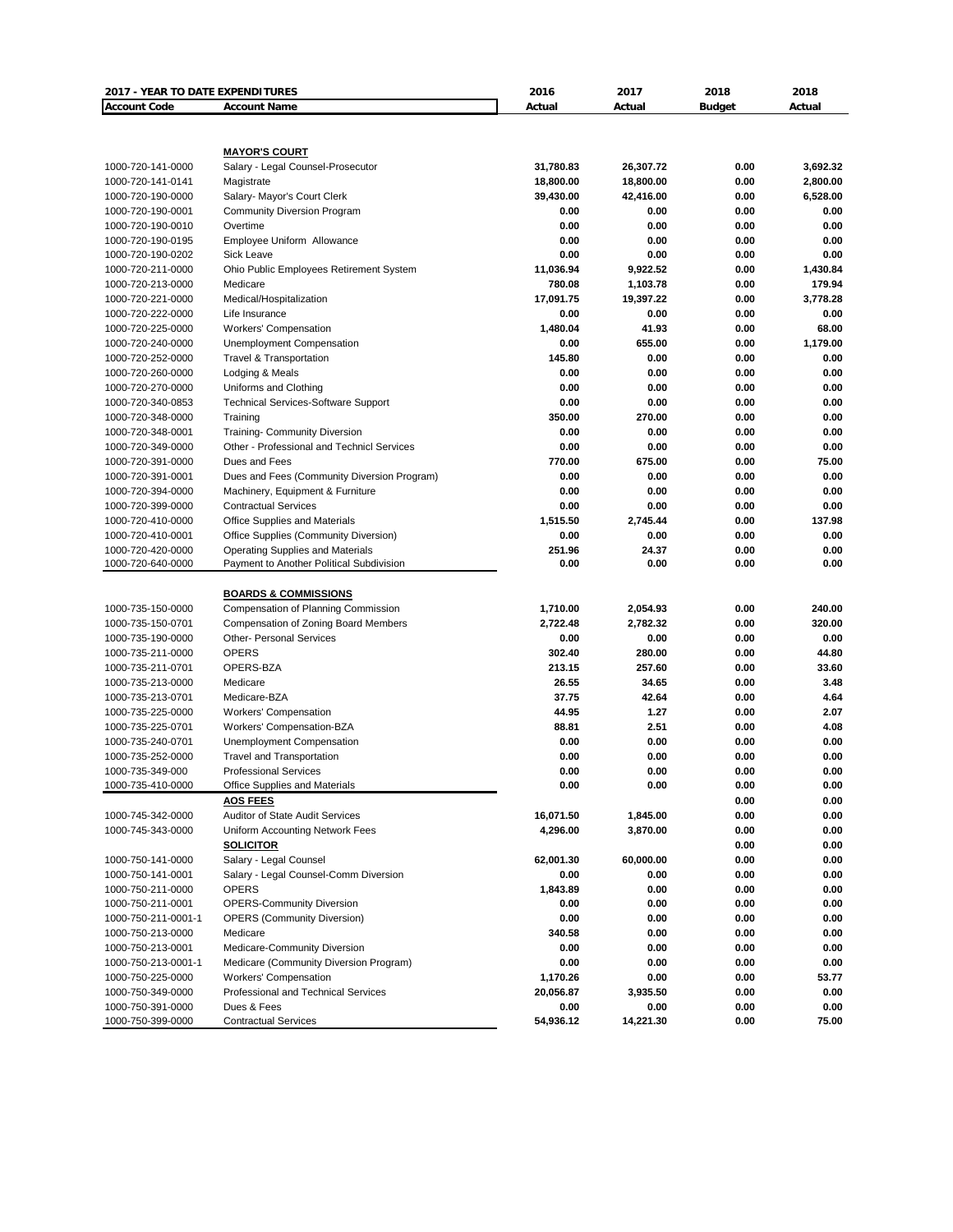| 2017 - YEAR TO DATE EXPENDITURES | | 2016 | 2017 | 2018 | 2018 |
|---|---|---|---|---|---|
| **Account Code** | **Account Name** | **Actual** | **Actual** | **Budget** | **Actual** |
| | **MAYOR'S COURT** | | | | |
| 1000-720-141-0000 | Salary - Legal Counsel-Prosecutor | **31,780.83** | **26,307.72** | **0.00** | **3,692.32** |
| 1000-720-141-0141 | Magistrate | **18,800.00** | **18,800.00** | **0.00** | **2,800.00** |
| 1000-720-190-0000 | Salary- Mayor's Court Clerk | **39,430.00** | **42,416.00** | **0.00** | **6,528.00** |
| 1000-720-190-0001 | Community Diversion Program | **0.00** | **0.00** | **0.00** | **0.00** |
| 1000-720-190-0010 | Overtime | **0.00** | **0.00** | **0.00** | **0.00** |
| 1000-720-190-0195 | Employee Uniform Allowance | **0.00** | **0.00** | **0.00** | **0.00** |
| 1000-720-190-0202 | Sick Leave | **0.00** | **0.00** | **0.00** | **0.00** |
| 1000-720-211-0000 | Ohio Public Employees Retirement System | **11,036.94** | **9,922.52** | **0.00** | **1,430.84** |
| 1000-720-213-0000 | Medicare | **780.08** | **1,103.78** | **0.00** | **179.94** |
| 1000-720-221-0000 | Medical/Hospitalization | **17,091.75** | **19,397.22** | **0.00** | **3,778.28** |
| 1000-720-222-0000 | Life Insurance | **0.00** | **0.00** | **0.00** | **0.00** |
| 1000-720-225-0000 | Workers' Compensation | **1,480.04** | **41.93** | **0.00** | **68.00** |
| 1000-720-240-0000 | Unemployment Compensation | **0.00** | **655.00** | **0.00** | **1,179.00** |
| 1000-720-252-0000 | Travel & Transportation | **145.80** | **0.00** | **0.00** | **0.00** |
| 1000-720-260-0000 | Lodging & Meals | **0.00** | **0.00** | **0.00** | **0.00** |
| 1000-720-270-0000 | Uniforms and Clothing | **0.00** | **0.00** | **0.00** | **0.00** |
| 1000-720-340-0853 | Technical Services-Software Support | **0.00** | **0.00** | **0.00** | **0.00** |
| 1000-720-348-0000 | Training | **350.00** | **270.00** | **0.00** | **0.00** |
| 1000-720-348-0001 | Training- Community Diversion | **0.00** | **0.00** | **0.00** | **0.00** |
| 1000-720-349-0000 | Other - Professional and Technicl Services | **0.00** | **0.00** | **0.00** | **0.00** |
| 1000-720-391-0000 | Dues and Fees | **770.00** | **675.00** | **0.00** | **75.00** |
| 1000-720-391-0001 | Dues and Fees (Community Diversion Program) | **0.00** | **0.00** | **0.00** | **0.00** |
| 1000-720-394-0000 | Machinery, Equipment & Furniture | **0.00** | **0.00** | **0.00** | **0.00** |
| 1000-720-399-0000 | Contractual Services | **0.00** | **0.00** | **0.00** | **0.00** |
| 1000-720-410-0000 | Office Supplies and Materials | **1,515.50** | **2,745.44** | **0.00** | **137.98** |
| 1000-720-410-0001 | Office Supplies (Community Diversion) | **0.00** | **0.00** | **0.00** | **0.00** |
| 1000-720-420-0000 | Operating Supplies and Materials | **251.96** | **24.37** | **0.00** | **0.00** |
| 1000-720-640-0000 | Payment to Another Political Subdivision | **0.00** | **0.00** | **0.00** | **0.00** |
| | **BOARDS & COMMISSIONS** | | | | |
| 1000-735-150-0000 | Compensation of Planning Commission | **1,710.00** | **2,054.93** | **0.00** | **240.00** |
| 1000-735-150-0701 | Compensation of Zoning Board Members | **2,722.48** | **2,782.32** | **0.00** | **320.00** |
| 1000-735-190-0000 | Other- Personal Services | **0.00** | **0.00** | **0.00** | **0.00** |
| 1000-735-211-0000 | OPERS | **302.40** | **280.00** | **0.00** | **44.80** |
| 1000-735-211-0701 | OPERS-BZA | **213.15** | **257.60** | **0.00** | **33.60** |
| 1000-735-213-0000 | Medicare | **26.55** | **34.65** | **0.00** | **3.48** |
| 1000-735-213-0701 | Medicare-BZA | **37.75** | **42.64** | **0.00** | **4.64** |
| 1000-735-225-0000 | Workers' Compensation | **44.95** | **1.27** | **0.00** | **2.07** |
| 1000-735-225-0701 | Workers' Compensation-BZA | **88.81** | **2.51** | **0.00** | **4.08** |
| 1000-735-240-0701 | Unemployment Compensation | **0.00** | **0.00** | **0.00** | **0.00** |
| 1000-735-252-0000 | Travel and Transportation | **0.00** | **0.00** | **0.00** | **0.00** |
| 1000-735-349-000 | Professional Services | **0.00** | **0.00** | **0.00** | **0.00** |
| 1000-735-410-0000 | Office Supplies and Materials | **0.00** | **0.00** | **0.00** | **0.00** |
| | **AOS FEES** | | | **0.00** | **0.00** |
| 1000-745-342-0000 | Auditor of State Audit Services | **16,071.50** | **1,845.00** | **0.00** | **0.00** |
| 1000-745-343-0000 | Uniform Accounting Network Fees | **4,296.00** | **3,870.00** | **0.00** | **0.00** |
| | **SOLICITOR** | | | **0.00** | **0.00** |
| 1000-750-141-0000 | Salary - Legal Counsel | **62,001.30** | **60,000.00** | **0.00** | **0.00** |
| 1000-750-141-0001 | Salary - Legal Counsel-Comm Diversion | **0.00** | **0.00** | **0.00** | **0.00** |
| 1000-750-211-0000 | OPERS | **1,843.89** | **0.00** | **0.00** | **0.00** |
| 1000-750-211-0001 | OPERS-Community Diversion | **0.00** | **0.00** | **0.00** | **0.00** |
| 1000-750-211-0001-1 | OPERS (Community Diversion) | **0.00** | **0.00** | **0.00** | **0.00** |
| 1000-750-213-0000 | Medicare | **340.58** | **0.00** | **0.00** | **0.00** |
| 1000-750-213-0001 | Medicare-Community Diversion | **0.00** | **0.00** | **0.00** | **0.00** |
| 1000-750-213-0001-1 | Medicare (Community Diversion Program) | **0.00** | **0.00** | **0.00** | **0.00** |
| 1000-750-225-0000 | Workers' Compensation | **1,170.26** | **0.00** | **0.00** | **53.77** |
| 1000-750-349-0000 | Professional and Technical Services | **20,056.87** | **3,935.50** | **0.00** | **0.00** |
| 1000-750-391-0000 | Dues & Fees | **0.00** | **0.00** | **0.00** | **0.00** |
| 1000-750-399-0000 | Contractual Services | **54,936.12** | **14,221.30** | **0.00** | **75.00** |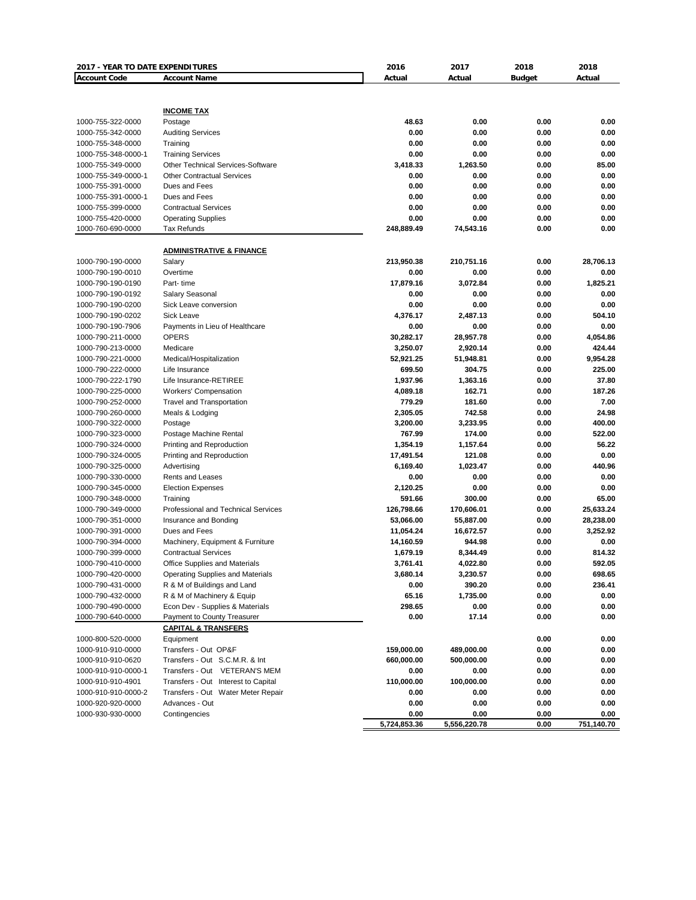| 2017 - YEAR TO DATE EXPENDITURES | | 2016 | 2017 | 2018 | 2018 |
|---|---|---|---|---|---|
| **Account Code** | **Account Name** | **Actual** | **Actual** | **Budget** | **Actual** |
| | **INCOME TAX** | | | | |
| 1000-755-322-0000 | Postage | 48.63 | 0.00 | 0.00 | 0.00 |
| 1000-755-342-0000 | Auditing Services | 0.00 | 0.00 | 0.00 | 0.00 |
| 1000-755-348-0000 | Training | 0.00 | 0.00 | 0.00 | 0.00 |
| 1000-755-348-0000-1 | Training Services | 0.00 | 0.00 | 0.00 | 0.00 |
| 1000-755-349-0000 | Other Technical Services-Software | 3,418.33 | 1,263.50 | 0.00 | 85.00 |
| 1000-755-349-0000-1 | Other Contractual Services | 0.00 | 0.00 | 0.00 | 0.00 |
| 1000-755-391-0000 | Dues and Fees | 0.00 | 0.00 | 0.00 | 0.00 |
| 1000-755-391-0000-1 | Dues and Fees | 0.00 | 0.00 | 0.00 | 0.00 |
| 1000-755-399-0000 | Contractual Services | 0.00 | 0.00 | 0.00 | 0.00 |
| 1000-755-420-0000 | Operating Supplies | 0.00 | 0.00 | 0.00 | 0.00 |
| 1000-760-690-0000 | Tax Refunds | 248,889.49 | 74,543.16 | 0.00 | 0.00 |
| | **ADMINISTRATIVE & FINANCE** | | | | |
| 1000-790-190-0000 | Salary | 213,950.38 | 210,751.16 | 0.00 | 28,706.13 |
| 1000-790-190-0010 | Overtime | 0.00 | 0.00 | 0.00 | 0.00 |
| 1000-790-190-0190 | Part- time | 17,879.16 | 3,072.84 | 0.00 | 1,825.21 |
| 1000-790-190-0192 | Salary Seasonal | 0.00 | 0.00 | 0.00 | 0.00 |
| 1000-790-190-0200 | Sick Leave conversion | 0.00 | 0.00 | 0.00 | 0.00 |
| 1000-790-190-0202 | Sick Leave | 4,376.17 | 2,487.13 | 0.00 | 504.10 |
| 1000-790-190-7906 | Payments in Lieu of Healthcare | 0.00 | 0.00 | 0.00 | 0.00 |
| 1000-790-211-0000 | OPERS | 30,282.17 | 28,957.78 | 0.00 | 4,054.86 |
| 1000-790-213-0000 | Medicare | 3,250.07 | 2,920.14 | 0.00 | 424.44 |
| 1000-790-221-0000 | Medical/Hospitalization | 52,921.25 | 51,948.81 | 0.00 | 9,954.28 |
| 1000-790-222-0000 | Life Insurance | 699.50 | 304.75 | 0.00 | 225.00 |
| 1000-790-222-1790 | Life Insurance-RETIREE | 1,937.96 | 1,363.16 | 0.00 | 37.80 |
| 1000-790-225-0000 | Workers' Compensation | 4,089.18 | 162.71 | 0.00 | 187.26 |
| 1000-790-252-0000 | Travel and Transportation | 779.29 | 181.60 | 0.00 | 7.00 |
| 1000-790-260-0000 | Meals & Lodging | 2,305.05 | 742.58 | 0.00 | 24.98 |
| 1000-790-322-0000 | Postage | 3,200.00 | 3,233.95 | 0.00 | 400.00 |
| 1000-790-323-0000 | Postage Machine Rental | 767.99 | 174.00 | 0.00 | 522.00 |
| 1000-790-324-0000 | Printing and Reproduction | 1,354.19 | 1,157.64 | 0.00 | 56.22 |
| 1000-790-324-0005 | Printing and Reproduction | 17,491.54 | 121.08 | 0.00 | 0.00 |
| 1000-790-325-0000 | Advertising | 6,169.40 | 1,023.47 | 0.00 | 440.96 |
| 1000-790-330-0000 | Rents and Leases | 0.00 | 0.00 | 0.00 | 0.00 |
| 1000-790-345-0000 | Election Expenses | 2,120.25 | 0.00 | 0.00 | 0.00 |
| 1000-790-348-0000 | Training | 591.66 | 300.00 | 0.00 | 65.00 |
| 1000-790-349-0000 | Professional and Technical Services | 126,798.66 | 170,606.01 | 0.00 | 25,633.24 |
| 1000-790-351-0000 | Insurance and Bonding | 53,066.00 | 55,887.00 | 0.00 | 28,238.00 |
| 1000-790-391-0000 | Dues and Fees | 11,054.24 | 16,672.57 | 0.00 | 3,252.92 |
| 1000-790-394-0000 | Machinery, Equipment & Furniture | 14,160.59 | 944.98 | 0.00 | 0.00 |
| 1000-790-399-0000 | Contractual Services | 1,679.19 | 8,344.49 | 0.00 | 814.32 |
| 1000-790-410-0000 | Office Supplies and Materials | 3,761.41 | 4,022.80 | 0.00 | 592.05 |
| 1000-790-420-0000 | Operating Supplies and Materials | 3,680.14 | 3,230.57 | 0.00 | 698.65 |
| 1000-790-431-0000 | R & M of Buildings and Land | 0.00 | 390.20 | 0.00 | 236.41 |
| 1000-790-432-0000 | R & M of Machinery & Equip | 65.16 | 1,735.00 | 0.00 | 0.00 |
| 1000-790-490-0000 | Econ Dev - Supplies & Materials | 298.65 | 0.00 | 0.00 | 0.00 |
| 1000-790-640-0000 | Payment to County Treasurer | 0.00 | 17.14 | 0.00 | 0.00 |
| | **CAPITAL & TRANSFERS** | | | | |
| 1000-800-520-0000 | Equipment | | | 0.00 | 0.00 |
| 1000-910-910-0000 | Transfers - Out OP&F | 159,000.00 | 489,000.00 | 0.00 | 0.00 |
| 1000-910-910-0620 | Transfers - Out S.C.M.R. & Int | 660,000.00 | 500,000.00 | 0.00 | 0.00 |
| 1000-910-910-0000-1 | Transfers - Out VETERAN'S MEM | 0.00 | 0.00 | 0.00 | 0.00 |
| 1000-910-910-4901 | Transfers - Out Interest to Capital | 110,000.00 | 100,000.00 | 0.00 | 0.00 |
| 1000-910-910-0000-2 | Transfers - Out Water Meter Repair | 0.00 | 0.00 | 0.00 | 0.00 |
| 1000-920-920-0000 | Advances - Out | 0.00 | 0.00 | 0.00 | 0.00 |
| 1000-930-930-0000 | Contingencies | 0.00 | 0.00 | 0.00 | 0.00 |
| | | 5,724,853.36 | 5,556,220.78 | 0.00 | 751,140.70 |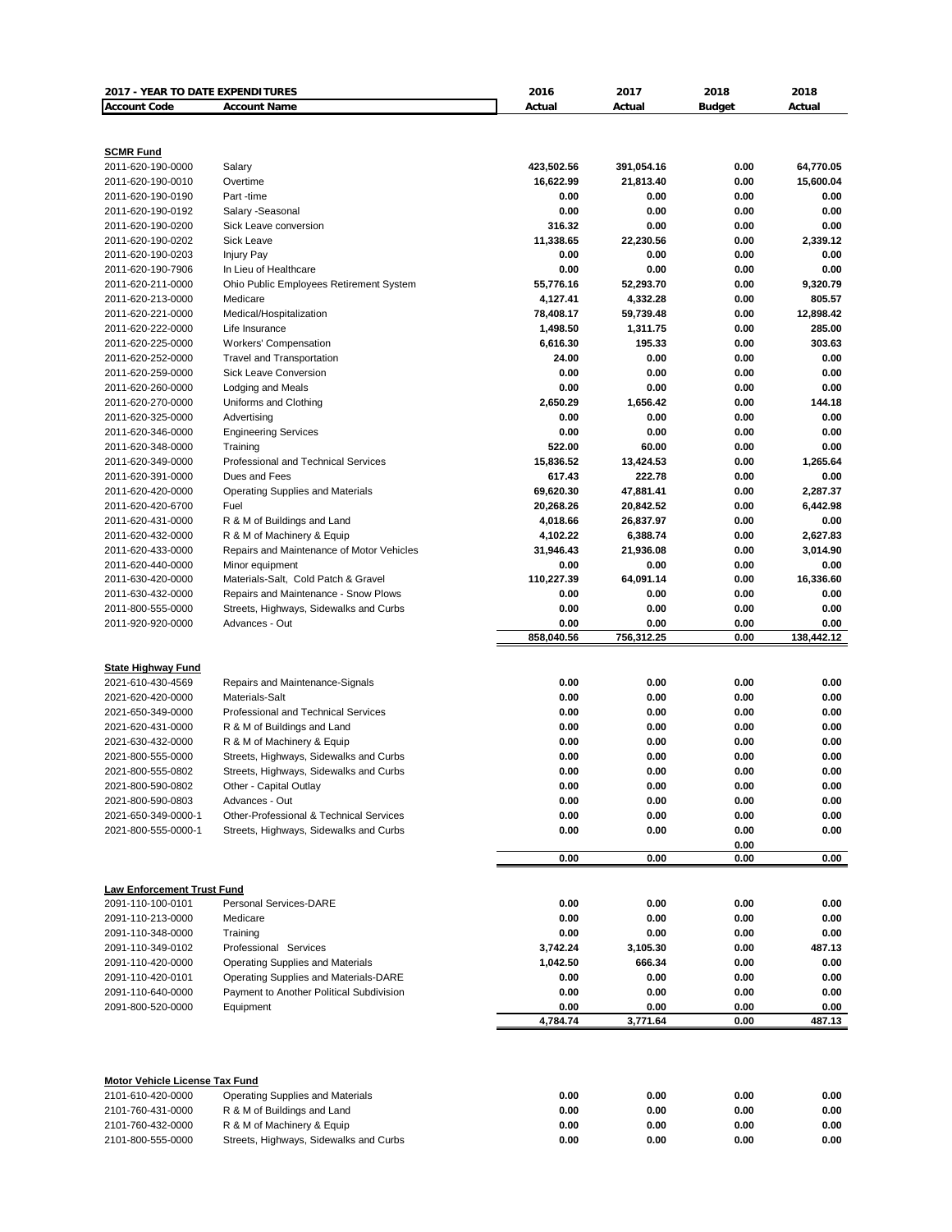| 2017 - YEAR TO DATE EXPENDITURES | | 2016 | 2017 | 2018 | 2018 |
|---|---|---|---|---|---|
| **Account Code** | **Account Name** | **Actual** | **Actual** | **Budget** | **Actual** |
| **SCMR Fund** | | | | | |
| 2011-620-190-0000 | Salary | 423,502.56 | 391,054.16 | 0.00 | 64,770.05 |
| 2011-620-190-0010 | Overtime | 16,622.99 | 21,813.40 | 0.00 | 15,600.04 |
| 2011-620-190-0190 | Part -time | 0.00 | 0.00 | 0.00 | 0.00 |
| 2011-620-190-0192 | Salary -Seasonal | 0.00 | 0.00 | 0.00 | 0.00 |
| 2011-620-190-0200 | Sick Leave conversion | 316.32 | 0.00 | 0.00 | 0.00 |
| 2011-620-190-0202 | Sick Leave | 11,338.65 | 22,230.56 | 0.00 | 2,339.12 |
| 2011-620-190-0203 | Injury Pay | 0.00 | 0.00 | 0.00 | 0.00 |
| 2011-620-190-7906 | In Lieu of Healthcare | 0.00 | 0.00 | 0.00 | 0.00 |
| 2011-620-211-0000 | Ohio Public Employees Retirement System | 55,776.16 | 52,293.70 | 0.00 | 9,320.79 |
| 2011-620-213-0000 | Medicare | 4,127.41 | 4,332.28 | 0.00 | 805.57 |
| 2011-620-221-0000 | Medical/Hospitalization | 78,408.17 | 59,739.48 | 0.00 | 12,898.42 |
| 2011-620-222-0000 | Life Insurance | 1,498.50 | 1,311.75 | 0.00 | 285.00 |
| 2011-620-225-0000 | Workers' Compensation | 6,616.30 | 195.33 | 0.00 | 303.63 |
| 2011-620-252-0000 | Travel and Transportation | 24.00 | 0.00 | 0.00 | 0.00 |
| 2011-620-259-0000 | Sick Leave Conversion | 0.00 | 0.00 | 0.00 | 0.00 |
| 2011-620-260-0000 | Lodging and Meals | 0.00 | 0.00 | 0.00 | 0.00 |
| 2011-620-270-0000 | Uniforms and Clothing | 2,650.29 | 1,656.42 | 0.00 | 144.18 |
| 2011-620-325-0000 | Advertising | 0.00 | 0.00 | 0.00 | 0.00 |
| 2011-620-346-0000 | Engineering Services | 0.00 | 0.00 | 0.00 | 0.00 |
| 2011-620-348-0000 | Training | 522.00 | 60.00 | 0.00 | 0.00 |
| 2011-620-349-0000 | Professional and Technical Services | 15,836.52 | 13,424.53 | 0.00 | 1,265.64 |
| 2011-620-391-0000 | Dues and Fees | 617.43 | 222.78 | 0.00 | 0.00 |
| 2011-620-420-0000 | Operating Supplies and Materials | 69,620.30 | 47,881.41 | 0.00 | 2,287.37 |
| 2011-620-420-6700 | Fuel | 20,268.26 | 20,842.52 | 0.00 | 6,442.98 |
| 2011-620-431-0000 | R & M of Buildings and Land | 4,018.66 | 26,837.97 | 0.00 | 0.00 |
| 2011-620-432-0000 | R & M of Machinery & Equip | 4,102.22 | 6,388.74 | 0.00 | 2,627.83 |
| 2011-620-433-0000 | Repairs and Maintenance of Motor Vehicles | 31,946.43 | 21,936.08 | 0.00 | 3,014.90 |
| 2011-620-440-0000 | Minor equipment | 0.00 | 0.00 | 0.00 | 0.00 |
| 2011-630-420-0000 | Materials-Salt, Cold Patch & Gravel | 110,227.39 | 64,091.14 | 0.00 | 16,336.60 |
| 2011-630-432-0000 | Repairs and Maintenance - Snow Plows | 0.00 | 0.00 | 0.00 | 0.00 |
| 2011-800-555-0000 | Streets, Highways, Sidewalks and Curbs | 0.00 | 0.00 | 0.00 | 0.00 |
| 2011-920-920-0000 | Advances - Out | 0.00 | 0.00 | 0.00 | 0.00 |
| | | 858,040.56 | 756,312.25 | 0.00 | 138,442.12 |
| **State Highway Fund** | | | | | |
| 2021-610-430-4569 | Repairs and Maintenance-Signals | 0.00 | 0.00 | 0.00 | 0.00 |
| 2021-620-420-0000 | Materials-Salt | 0.00 | 0.00 | 0.00 | 0.00 |
| 2021-650-349-0000 | Professional and Technical Services | 0.00 | 0.00 | 0.00 | 0.00 |
| 2021-620-431-0000 | R & M of Buildings and Land | 0.00 | 0.00 | 0.00 | 0.00 |
| 2021-630-432-0000 | R & M of Machinery & Equip | 0.00 | 0.00 | 0.00 | 0.00 |
| 2021-800-555-0000 | Streets, Highways, Sidewalks and Curbs | 0.00 | 0.00 | 0.00 | 0.00 |
| 2021-800-555-0802 | Streets, Highways, Sidewalks and Curbs | 0.00 | 0.00 | 0.00 | 0.00 |
| 2021-800-590-0802 | Other - Capital Outlay | 0.00 | 0.00 | 0.00 | 0.00 |
| 2021-800-590-0803 | Advances - Out | 0.00 | 0.00 | 0.00 | 0.00 |
| 2021-650-349-0000-1 | Other-Professional & Technical Services | 0.00 | 0.00 | 0.00 | 0.00 |
| 2021-800-555-0000-1 | Streets, Highways, Sidewalks and Curbs | 0.00 | 0.00 | 0.00 | 0.00 |
| | | | | 0.00 | |
| | | 0.00 | 0.00 | 0.00 | 0.00 |
| **Law Enforcement Trust Fund** | | | | | |
| 2091-110-100-0101 | Personal Services-DARE | 0.00 | 0.00 | 0.00 | 0.00 |
| 2091-110-213-0000 | Medicare | 0.00 | 0.00 | 0.00 | 0.00 |
| 2091-110-348-0000 | Training | 0.00 | 0.00 | 0.00 | 0.00 |
| 2091-110-349-0102 | Professional Services | 3,742.24 | 3,105.30 | 0.00 | 487.13 |
| 2091-110-420-0000 | Operating Supplies and Materials | 1,042.50 | 666.34 | 0.00 | 0.00 |
| 2091-110-420-0101 | Operating Supplies and Materials-DARE | 0.00 | 0.00 | 0.00 | 0.00 |
| 2091-110-640-0000 | Payment to Another Political Subdivision | 0.00 | 0.00 | 0.00 | 0.00 |
| 2091-800-520-0000 | Equipment | 0.00 | 0.00 | 0.00 | 0.00 |
| | | 4,784.74 | 3,771.64 | 0.00 | 487.13 |
| **Motor Vehicle License Tax Fund** | | | | | |
| 2101-610-420-0000 | Operating Supplies and Materials | 0.00 | 0.00 | 0.00 | 0.00 |
| 2101-760-431-0000 | R & M of Buildings and Land | 0.00 | 0.00 | 0.00 | 0.00 |
| 2101-760-432-0000 | R & M of Machinery & Equip | 0.00 | 0.00 | 0.00 | 0.00 |
| 2101-800-555-0000 | Streets, Highways, Sidewalks and Curbs | 0.00 | 0.00 | 0.00 | 0.00 |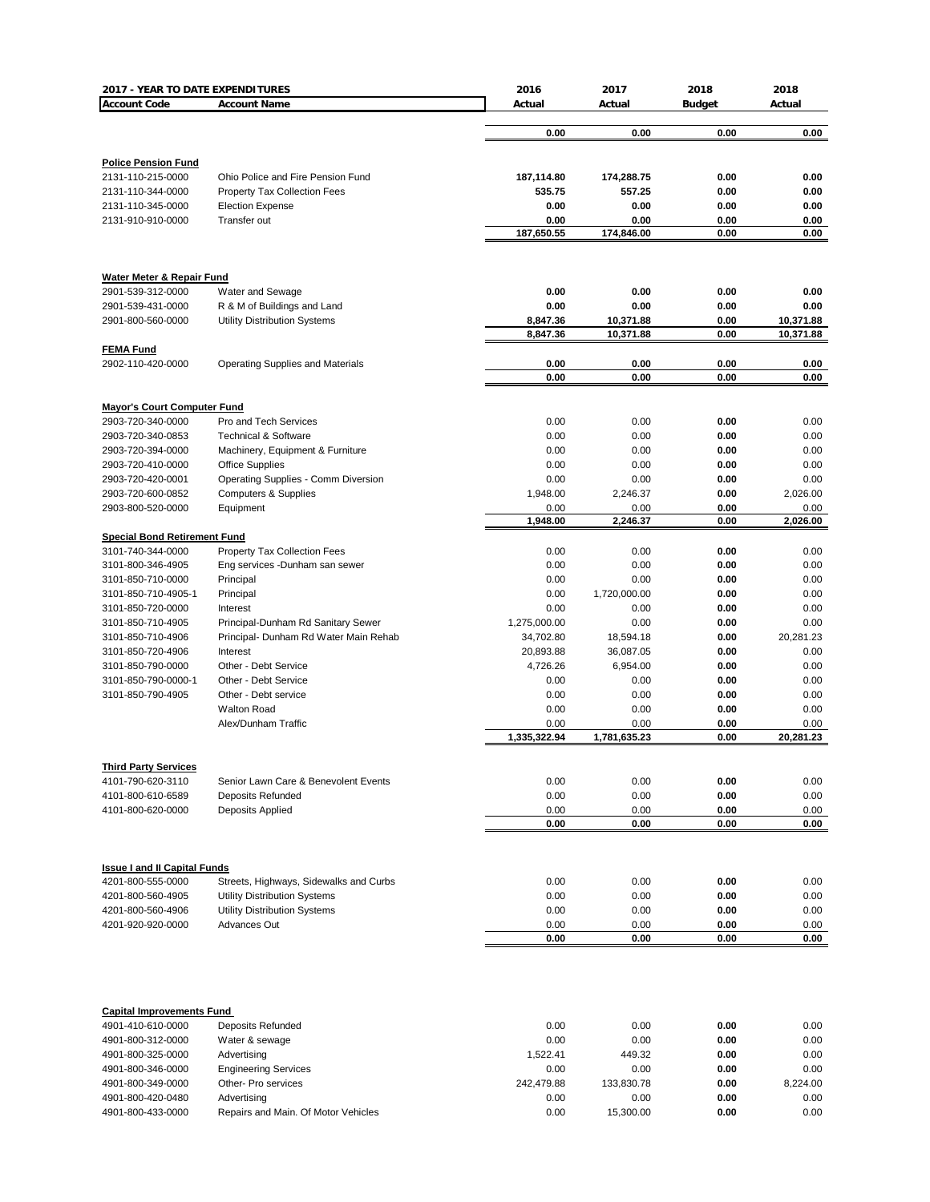| 2017 - YEAR TO DATE EXPENDITURES | | 2016 | 2017 | 2018 | 2018 |
|---|---|---|---|---|---|
| **Account Code** | **Account Name** | **Actual** | **Actual** | **Budget** | **Actual** |
| | | **0.00** | **0.00** | **0.00** | **0.00** |
| **Police Pension Fund** | | | | | |
| 2131-110-215-0000 | Ohio Police and Fire Pension Fund | **187,114.80** | **174,288.75** | **0.00** | **0.00** |
| 2131-110-344-0000 | Property Tax Collection Fees | **535.75** | **557.25** | **0.00** | **0.00** |
| 2131-110-345-0000 | Election Expense | **0.00** | **0.00** | **0.00** | **0.00** |
| 2131-910-910-0000 | Transfer out | **0.00** | **0.00** | **0.00** | **0.00** |
| | | **187,650.55** | **174,846.00** | **0.00** | **0.00** |
| **Water Meter & Repair Fund** | | | | | |
| 2901-539-312-0000 | Water and Sewage | **0.00** | **0.00** | **0.00** | **0.00** |
| 2901-539-431-0000 | R & M of Buildings and Land | **0.00** | **0.00** | **0.00** | **0.00** |
| 2901-800-560-0000 | Utility Distribution Systems | **8,847.36** | **10,371.88** | **0.00** | **10,371.88** |
| | | **8,847.36** | **10,371.88** | **0.00** | **10,371.88** |
| **FEMA Fund** | | | | | |
| 2902-110-420-0000 | Operating Supplies and Materials | **0.00** | **0.00** | **0.00** | **0.00** |
| | | **0.00** | **0.00** | **0.00** | **0.00** |
| **Mayor's Court Computer Fund** | | | | | |
| 2903-720-340-0000 | Pro and Tech Services | 0.00 | 0.00 | **0.00** | 0.00 |
| 2903-720-340-0853 | Technical & Software | 0.00 | 0.00 | **0.00** | 0.00 |
| 2903-720-394-0000 | Machinery, Equipment & Furniture | 0.00 | 0.00 | **0.00** | 0.00 |
| 2903-720-410-0000 | Office Supplies | 0.00 | 0.00 | **0.00** | 0.00 |
| 2903-720-420-0001 | Operating Supplies - Comm Diversion | 0.00 | 0.00 | **0.00** | 0.00 |
| 2903-720-600-0852 | Computers & Supplies | 1,948.00 | 2,246.37 | **0.00** | 2,026.00 |
| 2903-800-520-0000 | Equipment | 0.00 | 0.00 | **0.00** | 0.00 |
| | | **1,948.00** | **2,246.37** | **0.00** | **2,026.00** |
| **Special Bond Retirement Fund** | | | | | |
| 3101-740-344-0000 | Property Tax Collection Fees | 0.00 | 0.00 | **0.00** | 0.00 |
| 3101-800-346-4905 | Eng services -Dunham san sewer | 0.00 | 0.00 | **0.00** | 0.00 |
| 3101-850-710-0000 | Principal | 0.00 | 0.00 | **0.00** | 0.00 |
| 3101-850-710-4905-1 | Principal | 0.00 | 1,720,000.00 | **0.00** | 0.00 |
| 3101-850-720-0000 | Interest | 0.00 | 0.00 | **0.00** | 0.00 |
| 3101-850-710-4905 | Principal-Dunham Rd Sanitary Sewer | 1,275,000.00 | 0.00 | **0.00** | 0.00 |
| 3101-850-710-4906 | Principal- Dunham Rd Water Main Rehab | 34,702.80 | 18,594.18 | **0.00** | 20,281.23 |
| 3101-850-720-4906 | Interest | 20,893.88 | 36,087.05 | **0.00** | 0.00 |
| 3101-850-790-0000 | Other - Debt Service | 4,726.26 | 6,954.00 | **0.00** | 0.00 |
| 3101-850-790-0000-1 | Other - Debt Service | 0.00 | 0.00 | **0.00** | 0.00 |
| 3101-850-790-4905 | Other - Debt service | 0.00 | 0.00 | **0.00** | 0.00 |
| | Walton Road | 0.00 | 0.00 | **0.00** | 0.00 |
| | Alex/Dunham Traffic | 0.00 | 0.00 | **0.00** | 0.00 |
| | | **1,335,322.94** | **1,781,635.23** | **0.00** | **20,281.23** |
| **Third Party Services** | | | | | |
| 4101-790-620-3110 | Senior Lawn Care & Benevolent Events | 0.00 | 0.00 | **0.00** | 0.00 |
| 4101-800-610-6589 | Deposits Refunded | 0.00 | 0.00 | **0.00** | 0.00 |
| 4101-800-620-0000 | Deposits Applied | 0.00 | 0.00 | **0.00** | 0.00 |
| | | **0.00** | **0.00** | **0.00** | **0.00** |
| **Issue I and II Capital Funds** | | | | | |
| 4201-800-555-0000 | Streets, Highways, Sidewalks and Curbs | 0.00 | 0.00 | **0.00** | 0.00 |
| 4201-800-560-4905 | Utility Distribution Systems | 0.00 | 0.00 | **0.00** | 0.00 |
| 4201-800-560-4906 | Utility Distribution Systems | 0.00 | 0.00 | **0.00** | 0.00 |
| 4201-920-920-0000 | Advances Out | 0.00 | 0.00 | **0.00** | 0.00 |
| | | **0.00** | **0.00** | **0.00** | **0.00** |
| **Capital Improvements Fund** | | | | | |
| 4901-410-610-0000 | Deposits Refunded | 0.00 | 0.00 | **0.00** | 0.00 |
| 4901-800-312-0000 | Water & sewage | 0.00 | 0.00 | **0.00** | 0.00 |
| 4901-800-325-0000 | Advertising | 1,522.41 | 449.32 | **0.00** | 0.00 |
| 4901-800-346-0000 | Engineering Services | 0.00 | 0.00 | **0.00** | 0.00 |
| 4901-800-349-0000 | Other- Pro services | 242,479.88 | 133,830.78 | **0.00** | 8,224.00 |
| 4901-800-420-0480 | Advertising | 0.00 | 0.00 | **0.00** | 0.00 |
| 4901-800-433-0000 | Repairs and Main. Of Motor Vehicles | 0.00 | 15,300.00 | **0.00** | 0.00 |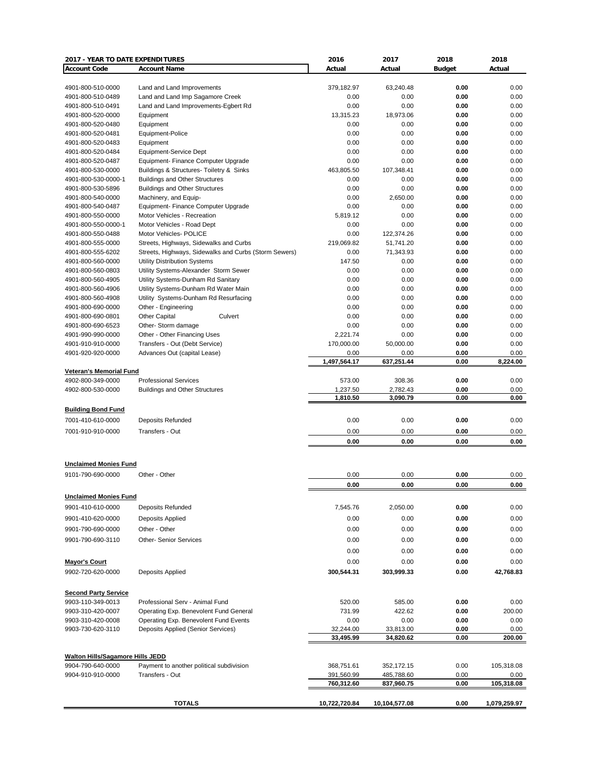| 2017 - YEAR TO DATE EXPENDITURES | | 2016 | 2017 | 2018 | 2018 |
|---|---|---|---|---|---|
| **Account Code** | **Account Name** | **Actual** | **Actual** | **Budget** | **Actual** |
| 4901-800-510-0000 | Land and Land Improvements | 379,182.97 | 63,240.48 | **0.00** | 0.00 |
| 4901-800-510-0489 | Land and Land Imp Sagamore Creek | 0.00 | 0.00 | **0.00** | 0.00 |
| 4901-800-510-0491 | Land and Land Improvements-Egbert Rd | 0.00 | 0.00 | **0.00** | 0.00 |
| 4901-800-520-0000 | Equipment | 13,315.23 | 18,973.06 | **0.00** | 0.00 |
| 4901-800-520-0480 | Equipment | 0.00 | 0.00 | **0.00** | 0.00 |
| 4901-800-520-0481 | Equipment-Police | 0.00 | 0.00 | **0.00** | 0.00 |
| 4901-800-520-0483 | Equipment | 0.00 | 0.00 | **0.00** | 0.00 |
| 4901-800-520-0484 | Equipment-Service Dept | 0.00 | 0.00 | **0.00** | 0.00 |
| 4901-800-520-0487 | Equipment- Finance Computer Upgrade | 0.00 | 0.00 | **0.00** | 0.00 |
| 4901-800-530-0000 | Buildings & Structures- Toiletry & Sinks | 463,805.50 | 107,348.41 | **0.00** | 0.00 |
| 4901-800-530-0000-1 | Buildings and Other Structures | 0.00 | 0.00 | **0.00** | 0.00 |
| 4901-800-530-5896 | Buildings and Other Structures | 0.00 | 0.00 | **0.00** | 0.00 |
| 4901-800-540-0000 | Machinery, and Equip- | 0.00 | 2,650.00 | **0.00** | 0.00 |
| 4901-800-540-0487 | Equipment- Finance Computer Upgrade | 0.00 | 0.00 | **0.00** | 0.00 |
| 4901-800-550-0000 | Motor Vehicles - Recreation | 5,819.12 | 0.00 | **0.00** | 0.00 |
| 4901-800-550-0000-1 | Motor Vehicles - Road Dept | 0.00 | 0.00 | **0.00** | 0.00 |
| 4901-800-550-0488 | Motor Vehicles- POLICE | 0.00 | 122,374.26 | **0.00** | 0.00 |
| 4901-800-555-0000 | Streets, Highways, Sidewalks and Curbs | 219,069.82 | 51,741.20 | **0.00** | 0.00 |
| 4901-800-555-6202 | Streets, Highways, Sidewalks and Curbs (Storm Sewers) | 0.00 | 71,343.93 | **0.00** | 0.00 |
| 4901-800-560-0000 | Utility Distribution Systems | 147.50 | 0.00 | **0.00** | 0.00 |
| 4901-800-560-0803 | Utility Systems-Alexander Storm Sewer | 0.00 | 0.00 | **0.00** | 0.00 |
| 4901-800-560-4905 | Utility Systems-Dunham Rd Sanitary | 0.00 | 0.00 | **0.00** | 0.00 |
| 4901-800-560-4906 | Utility Systems-Dunham Rd Water Main | 0.00 | 0.00 | **0.00** | 0.00 |
| 4901-800-560-4908 | Utility Systems-Dunham Rd Resurfacing | 0.00 | 0.00 | **0.00** | 0.00 |
| 4901-800-690-0000 | Other - Engineering | 0.00 | 0.00 | **0.00** | 0.00 |
| 4901-800-690-0801 | Other Capital Culvert | 0.00 | 0.00 | **0.00** | 0.00 |
| 4901-800-690-6523 | Other- Storm damage | 0.00 | 0.00 | **0.00** | 0.00 |
| 4901-990-990-0000 | Other - Other Financing Uses | 2,221.74 | 0.00 | **0.00** | 0.00 |
| 4901-910-910-0000 | Transfers - Out (Debt Service) | 170,000.00 | 50,000.00 | **0.00** | 0.00 |
| 4901-920-920-0000 | Advances Out (capital Lease) | 0.00 | 0.00 | **0.00** | 0.00 |
| | | **1,497,564.17** | **637,251.44** | **0.00** | **8,224.00** |
| **Veteran's Memorial Fund** | | | | | |
| 4902-800-349-0000 | Professional Services | 573.00 | 308.36 | **0.00** | 0.00 |
| 4902-800-530-0000 | Buildings and Other Structures | 1,237.50 | 2,782.43 | **0.00** | 0.00 |
| | | **1,810.50** | **3,090.79** | **0.00** | **0.00** |
| **Building Bond Fund** | | | | | |
| 7001-410-610-0000 | Deposits Refunded | 0.00 | 0.00 | **0.00** | 0.00 |
| 7001-910-910-0000 | Transfers - Out | 0.00 | 0.00 | **0.00** | 0.00 |
| | | **0.00** | **0.00** | **0.00** | **0.00** |
| **Unclaimed Monies Fund** | | | | | |
| 9101-790-690-0000 | Other - Other | 0.00 | 0.00 | **0.00** | 0.00 |
| | | **0.00** | **0.00** | **0.00** | **0.00** |
| **Unclaimed Monies Fund** | | | | | |
| 9901-410-610-0000 | Deposits Refunded | 7,545.76 | 2,050.00 | **0.00** | 0.00 |
| 9901-410-620-0000 | Deposits Applied | 0.00 | 0.00 | **0.00** | 0.00 |
| 9901-790-690-0000 | Other - Other | 0.00 | 0.00 | **0.00** | 0.00 |
| 9901-790-690-3110 | Other- Senior Services | 0.00 | 0.00 | **0.00** | 0.00 |
| | | 0.00 | 0.00 | **0.00** | 0.00 |
| **Mayor's Court** | | 0.00 | 0.00 | **0.00** | 0.00 |
| 9902-720-620-0000 | Deposits Applied | **300,544.31** | **303,999.33** | **0.00** | **42,768.83** |
| **Second Party Service** | | | | | |
| 9903-110-349-0013 | Professional Serv - Animal Fund | 520.00 | 585.00 | **0.00** | 0.00 |
| 9903-310-420-0007 | Operating Exp. Benevolent Fund General | 731.99 | 422.62 | **0.00** | 200.00 |
| 9903-310-420-0008 | Operating Exp. Benevolent Fund Events | 0.00 | 0.00 | **0.00** | 0.00 |
| 9903-730-620-3110 | Deposits Applied (Senior Services) | 32,244.00 | 33,813.00 | **0.00** | 0.00 |
| | | **33,495.99** | **34,820.62** | **0.00** | **200.00** |
| **Walton Hills/Sagamore Hills JEDD** | | | | | |
| 9904-790-640-0000 | Payment to another political subdivision | 368,751.61 | 352,172.15 | 0.00 | 105,318.08 |
| 9904-910-910-0000 | Transfers - Out | 391,560.99 | 485,788.60 | 0.00 | 0.00 |
| | | **760,312.60** | **837,960.75** | **0.00** | **105,318.08** |
| | **TOTALS** | **10,722,720.84** | **10,104,577.08** | **0.00** | **1,079,259.97** |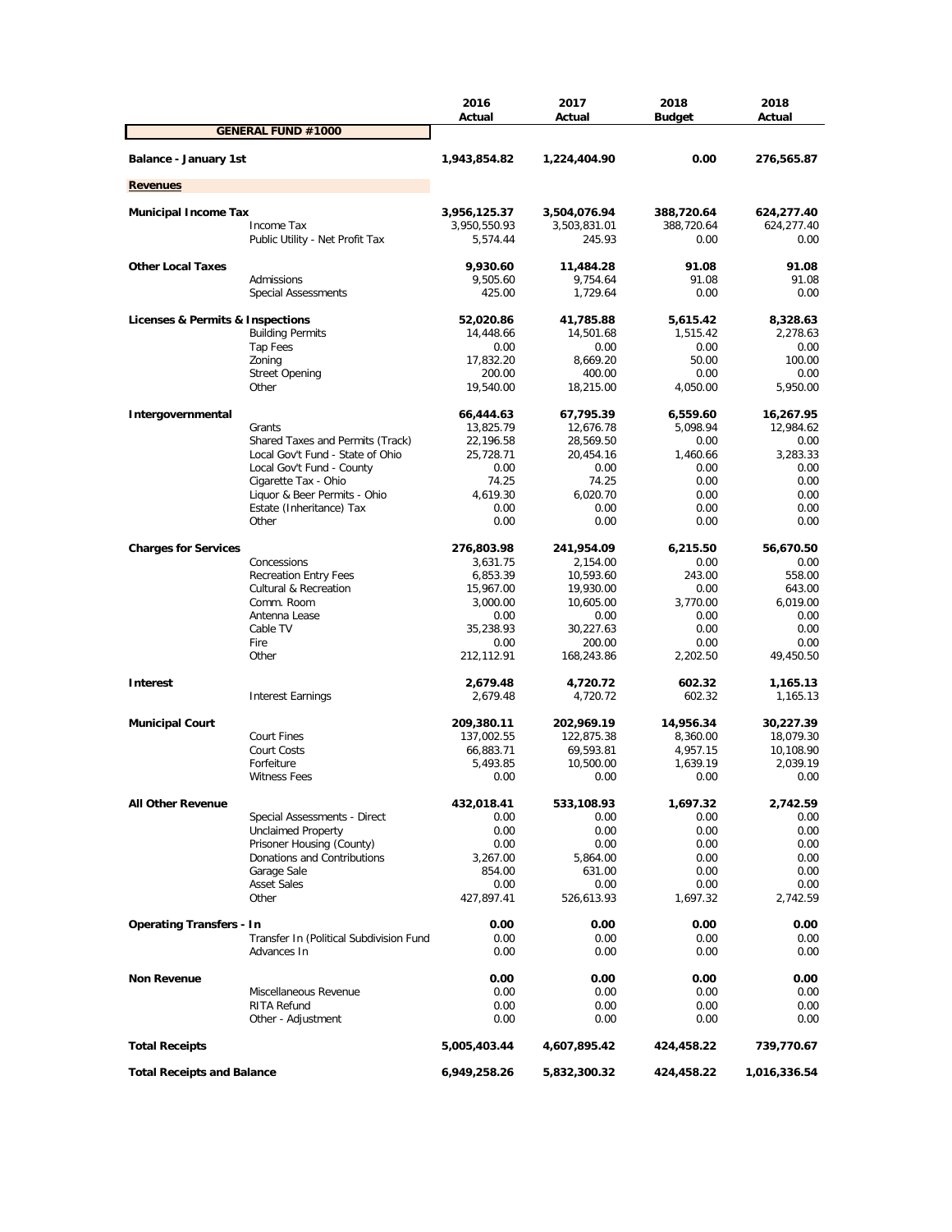| | | 2016 Actual | 2017 Actual | 2018 Budget | 2018 Actual |
|---|---|---|---|---|---|
| **GENERAL FUND #1000** | | | | | |
| **Balance - January 1st** | | **1,943,854.82** | **1,224,404.90** | **0.00** | **276,565.87** |
| **Revenues** | | | | | |
| **Municipal Income Tax** | | **3,956,125.37** | **3,504,076.94** | **388,720.64** | **624,277.40** |
| | Income Tax | 3,950,550.93 | 3,503,831.01 | 388,720.64 | 624,277.40 |
| | Public Utility - Net Profit Tax | 5,574.44 | 245.93 | 0.00 | 0.00 |
| **Other Local Taxes** | | **9,930.60** | **11,484.28** | **91.08** | **91.08** |
| | Admissions | 9,505.60 | 9,754.64 | 91.08 | 91.08 |
| | Special Assessments | 425.00 | 1,729.64 | 0.00 | 0.00 |
| **Licenses & Permits & Inspections** | | **52,020.86** | **41,785.88** | **5,615.42** | **8,328.63** |
| | Building Permits | 14,448.66 | 14,501.68 | 1,515.42 | 2,278.63 |
| | Tap Fees | 0.00 | 0.00 | 0.00 | 0.00 |
| | Zoning | 17,832.20 | 8,669.20 | 50.00 | 100.00 |
| | Street Opening | 200.00 | 400.00 | 0.00 | 0.00 |
| | Other | 19,540.00 | 18,215.00 | 4,050.00 | 5,950.00 |
| **Intergovernmental** | | **66,444.63** | **67,795.39** | **6,559.60** | **16,267.95** |
| | Grants | 13,825.79 | 12,676.78 | 5,098.94 | 12,984.62 |
| | Shared Taxes and Permits (Track) | 22,196.58 | 28,569.50 | 0.00 | 0.00 |
| | Local Gov't Fund - State of Ohio | 25,728.71 | 20,454.16 | 1,460.66 | 3,283.33 |
| | Local Gov't Fund - County | 0.00 | 0.00 | 0.00 | 0.00 |
| | Cigarette Tax - Ohio | 74.25 | 74.25 | 0.00 | 0.00 |
| | Liquor & Beer Permits - Ohio | 4,619.30 | 6,020.70 | 0.00 | 0.00 |
| | Estate (Inheritance) Tax | 0.00 | 0.00 | 0.00 | 0.00 |
| | Other | 0.00 | 0.00 | 0.00 | 0.00 |
| **Charges for Services** | | **276,803.98** | **241,954.09** | **6,215.50** | **56,670.50** |
| | Concessions | 3,631.75 | 2,154.00 | 0.00 | 0.00 |
| | Recreation Entry Fees | 6,853.39 | 10,593.60 | 243.00 | 558.00 |
| | Cultural & Recreation | 15,967.00 | 19,930.00 | 0.00 | 643.00 |
| | Comm. Room | 3,000.00 | 10,605.00 | 3,770.00 | 6,019.00 |
| | Antenna Lease | 0.00 | 0.00 | 0.00 | 0.00 |
| | Cable TV | 35,238.93 | 30,227.63 | 0.00 | 0.00 |
| | Fire | 0.00 | 200.00 | 0.00 | 0.00 |
| | Other | 212,112.91 | 168,243.86 | 2,202.50 | 49,450.50 |
| **Interest** | | **2,679.48** | **4,720.72** | **602.32** | **1,165.13** |
| | Interest Earnings | 2,679.48 | 4,720.72 | 602.32 | 1,165.13 |
| **Municipal Court** | | **209,380.11** | **202,969.19** | **14,956.34** | **30,227.39** |
| | Court Fines | 137,002.55 | 122,875.38 | 8,360.00 | 18,079.30 |
| | Court Costs | 66,883.71 | 69,593.81 | 4,957.15 | 10,108.90 |
| | Forfeiture | 5,493.85 | 10,500.00 | 1,639.19 | 2,039.19 |
| | Witness Fees | 0.00 | 0.00 | 0.00 | 0.00 |
| **All Other Revenue** | | **432,018.41** | **533,108.93** | **1,697.32** | **2,742.59** |
| | Special Assessments - Direct | 0.00 | 0.00 | 0.00 | 0.00 |
| | Unclaimed Property | 0.00 | 0.00 | 0.00 | 0.00 |
| | Prisoner Housing (County) | 0.00 | 0.00 | 0.00 | 0.00 |
| | Donations and Contributions | 3,267.00 | 5,864.00 | 0.00 | 0.00 |
| | Garage Sale | 854.00 | 631.00 | 0.00 | 0.00 |
| | Asset Sales | 0.00 | 0.00 | 0.00 | 0.00 |
| | Other | 427,897.41 | 526,613.93 | 1,697.32 | 2,742.59 |
| **Operating Transfers - In** | | **0.00** | **0.00** | **0.00** | **0.00** |
| | Transfer In (Political Subdivision Fund | 0.00 | 0.00 | 0.00 | 0.00 |
| | Advances In | 0.00 | 0.00 | 0.00 | 0.00 |
| **Non Revenue** | | **0.00** | **0.00** | **0.00** | **0.00** |
| | Miscellaneous Revenue | 0.00 | 0.00 | 0.00 | 0.00 |
| | RITA Refund | 0.00 | 0.00 | 0.00 | 0.00 |
| | Other - Adjustment | 0.00 | 0.00 | 0.00 | 0.00 |
| **Total Receipts** | | **5,005,403.44** | **4,607,895.42** | **424,458.22** | **739,770.67** |
| **Total Receipts and Balance** | | **6,949,258.26** | **5,832,300.32** | **424,458.22** | **1,016,336.54** |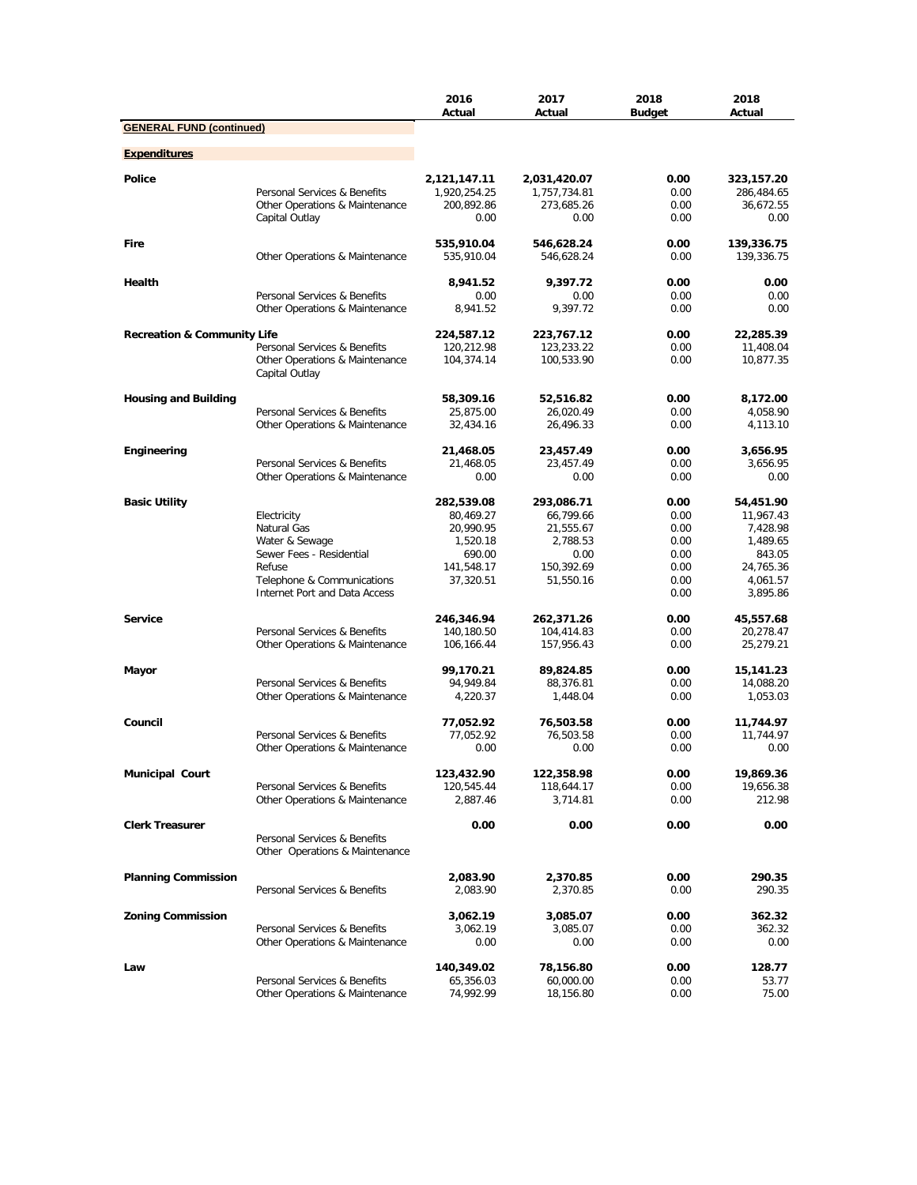| | | 2016 Actual | 2017 Actual | 2018 Budget | 2018 Actual |
|---|---|---|---|---|---|
| **GENERAL FUND (continued)** | | | | | |
| **Expenditures** | | | | | |
| **Police** | | **2,121,147.11** | **2,031,420.07** | **0.00** | **323,157.20** |
| | Personal Services & Benefits | 1,920,254.25 | 1,757,734.81 | 0.00 | 286,484.65 |
| | Other Operations & Maintenance | 200,892.86 | 273,685.26 | 0.00 | 36,672.55 |
| | Capital Outlay | 0.00 | 0.00 | 0.00 | 0.00 |
| **Fire** | | **535,910.04** | **546,628.24** | **0.00** | **139,336.75** |
| | Other Operations & Maintenance | 535,910.04 | 546,628.24 | 0.00 | 139,336.75 |
| **Health** | | **8,941.52** | **9,397.72** | **0.00** | **0.00** |
| | Personal Services & Benefits | 0.00 | 0.00 | 0.00 | 0.00 |
| | Other Operations & Maintenance | 8,941.52 | 9,397.72 | 0.00 | 0.00 |
| **Recreation & Community Life** | | **224,587.12** | **223,767.12** | **0.00** | **22,285.39** |
| | Personal Services & Benefits | 120,212.98 | 123,233.22 | 0.00 | 11,408.04 |
| | Other Operations & Maintenance | 104,374.14 | 100,533.90 | 0.00 | 10,877.35 |
| | Capital Outlay | | | | |
| **Housing and Building** | | **58,309.16** | **52,516.82** | **0.00** | **8,172.00** |
| | Personal Services & Benefits | 25,875.00 | 26,020.49 | 0.00 | 4,058.90 |
| | Other Operations & Maintenance | 32,434.16 | 26,496.33 | 0.00 | 4,113.10 |
| **Engineering** | | **21,468.05** | **23,457.49** | **0.00** | **3,656.95** |
| | Personal Services & Benefits | 21,468.05 | 23,457.49 | 0.00 | 3,656.95 |
| | Other Operations & Maintenance | 0.00 | 0.00 | 0.00 | 0.00 |
| **Basic Utility** | | **282,539.08** | **293,086.71** | **0.00** | **54,451.90** |
| | Electricity | 80,469.27 | 66,799.66 | 0.00 | 11,967.43 |
| | Natural Gas | 20,990.95 | 21,555.67 | 0.00 | 7,428.98 |
| | Water & Sewage | 1,520.18 | 2,788.53 | 0.00 | 1,489.65 |
| | Sewer Fees - Residential | 690.00 | 0.00 | 0.00 | 843.05 |
| | Refuse | 141,548.17 | 150,392.69 | 0.00 | 24,765.36 |
| | Telephone & Communications | 37,320.51 | 51,550.16 | 0.00 | 4,061.57 |
| | Internet Port and Data Access | | | 0.00 | 3,895.86 |
| **Service** | | **246,346.94** | **262,371.26** | **0.00** | **45,557.68** |
| | Personal Services & Benefits | 140,180.50 | 104,414.83 | 0.00 | 20,278.47 |
| | Other Operations & Maintenance | 106,166.44 | 157,956.43 | 0.00 | 25,279.21 |
| **Mayor** | | **99,170.21** | **89,824.85** | **0.00** | **15,141.23** |
| | Personal Services & Benefits | 94,949.84 | 88,376.81 | 0.00 | 14,088.20 |
| | Other Operations & Maintenance | 4,220.37 | 1,448.04 | 0.00 | 1,053.03 |
| **Council** | | **77,052.92** | **76,503.58** | **0.00** | **11,744.97** |
| | Personal Services & Benefits | 77,052.92 | 76,503.58 | 0.00 | 11,744.97 |
| | Other Operations & Maintenance | 0.00 | 0.00 | 0.00 | 0.00 |
| **Municipal Court** | | **123,432.90** | **122,358.98** | **0.00** | **19,869.36** |
| | Personal Services & Benefits | 120,545.44 | 118,644.17 | 0.00 | 19,656.38 |
| | Other Operations & Maintenance | 2,887.46 | 3,714.81 | 0.00 | 212.98 |
| **Clerk Treasurer** | | **0.00** | **0.00** | **0.00** | **0.00** |
| | Personal Services & Benefits | | | | |
| | Other Operations & Maintenance | | | | |
| **Planning Commission** | | **2,083.90** | **2,370.85** | **0.00** | **290.35** |
| | Personal Services & Benefits | 2,083.90 | 2,370.85 | 0.00 | 290.35 |
| **Zoning Commission** | | **3,062.19** | **3,085.07** | **0.00** | **362.32** |
| | Personal Services & Benefits | 3,062.19 | 3,085.07 | 0.00 | 362.32 |
| | Other Operations & Maintenance | 0.00 | 0.00 | 0.00 | 0.00 |
| **Law** | | **140,349.02** | **78,156.80** | **0.00** | **128.77** |
| | Personal Services & Benefits | 65,356.03 | 60,000.00 | 0.00 | 53.77 |
| | Other Operations & Maintenance | 74,992.99 | 18,156.80 | 0.00 | 75.00 |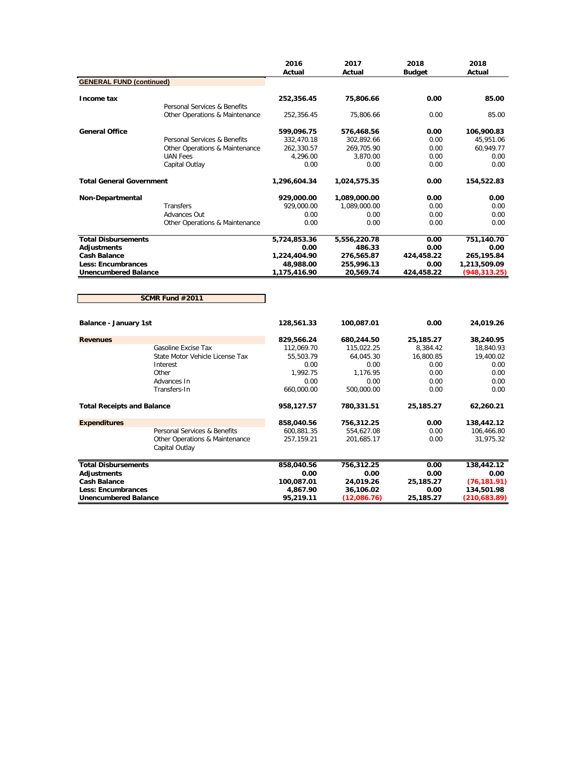| | | 2016 Actual | 2017 Actual | 2018 Budget | 2018 Actual |
|---|---|---|---|---|---|
| **GENERAL FUND (continued)** | | | | | |
| **Income tax** | | **252,356.45** | **75,806.66** | **0.00** | **85.00** |
| | Personal Services & Benefits | | | | |
| | Other Operations & Maintenance | 252,356.45 | 75,806.66 | 0.00 | 85.00 |
| **General Office** | | **599,096.75** | **576,468.56** | **0.00** | **106,900.83** |
| | Personal Services & Benefits | 332,470.18 | 302,892.66 | 0.00 | 45,951.06 |
| | Other Operations & Maintenance | 262,330.57 | 269,705.90 | 0.00 | 60,949.77 |
| | UAN Fees | 4,296.00 | 3,870.00 | 0.00 | 0.00 |
| | Capital Outlay | 0.00 | 0.00 | 0.00 | 0.00 |
| **Total General Government** | | **1,296,604.34** | **1,024,575.35** | **0.00** | **154,522.83** |
| **Non-Departmental** | | **929,000.00** | **1,089,000.00** | **0.00** | **0.00** |
| | Transfers | 929,000.00 | 1,089,000.00 | 0.00 | 0.00 |
| | Advances Out | 0.00 | 0.00 | 0.00 | 0.00 |
| | Other Operations & Maintenance | 0.00 | 0.00 | 0.00 | 0.00 |
| **Total Disbursements** | | **5,724,853.36** | **5,556,220.78** | **0.00** | **751,140.70** |
| **Adjustments** | | **0.00** | **486.33** | **0.00** | **0.00** |
| **Cash Balance** | | **1,224,404.90** | **276,565.87** | **424,458.22** | **265,195.84** |
| **Less: Encumbrances** | | **48,988.00** | **255,996.13** | **0.00** | **1,213,509.09** |
| **Unencumbered Balance** | | **1,175,416.90** | **20,569.74** | **424,458.22** | **(948,313.25)** |

**SCMR Fund #2011**

| | | 2016 Actual | 2017 Actual | 2018 Budget | 2018 Actual |
|---|---|---|---|---|---|
| **Balance - January 1st** | | **128,561.33** | **100,087.01** | **0.00** | **24,019.26** |
| **Revenues** | | **829,566.24** | **680,244.50** | **25,185.27** | **38,240.95** |
| | Gasoline Excise Tax | 112,069.70 | 115,022.25 | 8,384.42 | 18,840.93 |
| | State Motor Vehicle License Tax | 55,503.79 | 64,045.30 | 16,800.85 | 19,400.02 |
| | Interest | 0.00 | 0.00 | 0.00 | 0.00 |
| | Other | 1,992.75 | 1,176.95 | 0.00 | 0.00 |
| | Advances In | 0.00 | 0.00 | 0.00 | 0.00 |
| | Transfers-In | 660,000.00 | 500,000.00 | 0.00 | 0.00 |
| **Total Receipts and Balance** | | **958,127.57** | **780,331.51** | **25,185.27** | **62,260.21** |
| **Expenditures** | | **858,040.56** | **756,312.25** | **0.00** | **138,442.12** |
| | Personal Services & Benefits | 600,881.35 | 554,627.08 | 0.00 | 106,466.80 |
| | Other Operations & Maintenance | 257,159.21 | 201,685.17 | 0.00 | 31,975.32 |
| | Capital Outlay | | | | |
| **Total Disbursements** | | **858,040.56** | **756,312.25** | **0.00** | **138,442.12** |
| **Adjustments** | | **0.00** | **0.00** | **0.00** | **0.00** |
| **Cash Balance** | | **100,087.01** | **24,019.26** | **25,185.27** | **(76,181.91)** |
| **Less: Encumbrances** | | **4,867.90** | **36,106.02** | **0.00** | **134,501.98** |
| **Unencumbered Balance** | | **95,219.11** | **(12,086.76)** | **25,185.27** | **(210,683.89)** |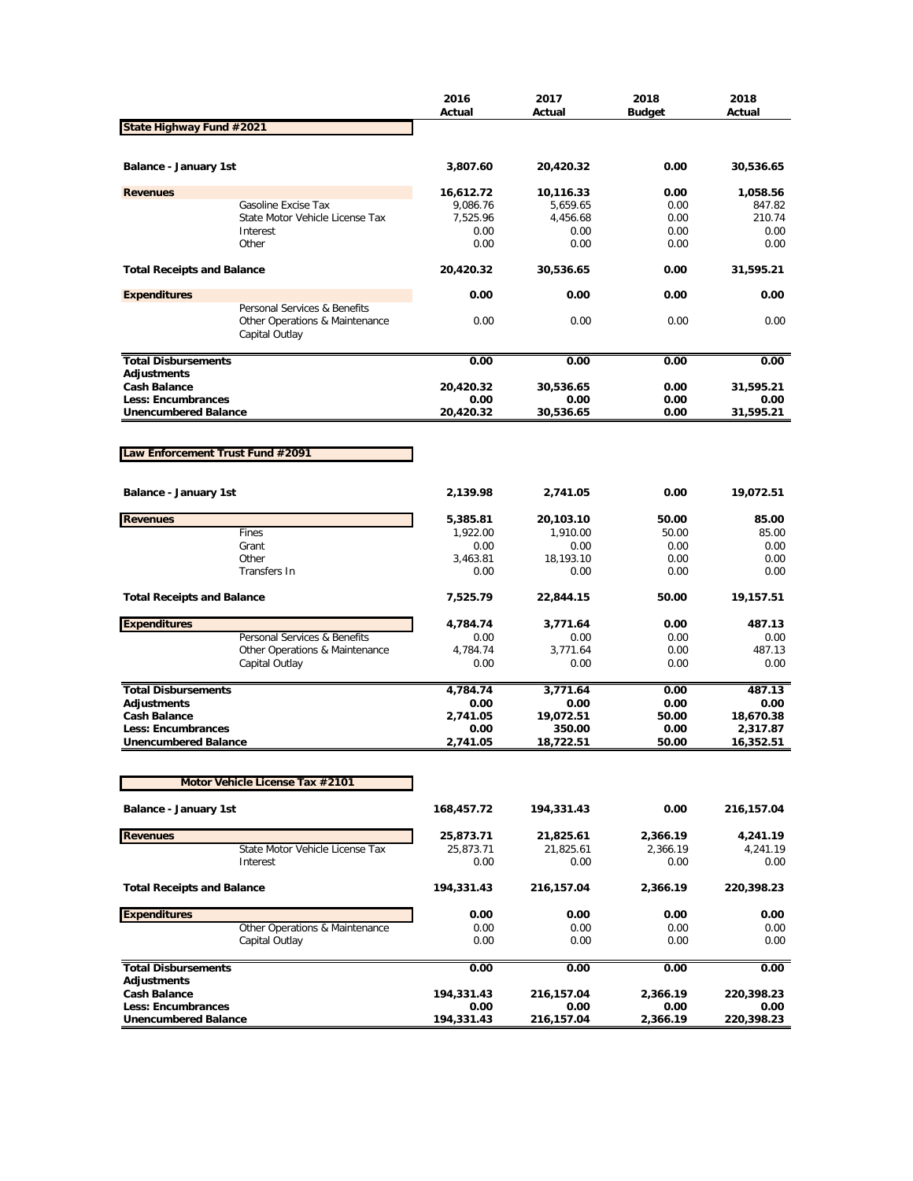| | 2016 Actual | 2017 Actual | 2018 Budget | 2018 Actual |
|---|---|---|---|---|
| **State Highway Fund #2021** | | | | |
| **Balance - January 1st** | **3,807.60** | **20,420.32** | **0.00** | **30,536.65** |
| **Revenues** | **16,612.72** | **10,116.33** | **0.00** | **1,058.56** |
| Gasoline Excise Tax | 9,086.76 | 5,659.65 | 0.00 | 847.82 |
| State Motor Vehicle License Tax | 7,525.96 | 4,456.68 | 0.00 | 210.74 |
| Interest | 0.00 | 0.00 | 0.00 | 0.00 |
| Other | 0.00 | 0.00 | 0.00 | 0.00 |
| **Total Receipts and Balance** | **20,420.32** | **30,536.65** | **0.00** | **31,595.21** |
| **Expenditures** | **0.00** | **0.00** | **0.00** | **0.00** |
| Personal Services & Benefits | | | | |
| Other Operations & Maintenance | 0.00 | 0.00 | 0.00 | 0.00 |
| Capital Outlay | | | | |
| **Total Disbursements** | **0.00** | **0.00** | **0.00** | **0.00** |
| **Adjustments** | | | | |
| **Cash Balance** | **20,420.32** | **30,536.65** | **0.00** | **31,595.21** |
| **Less: Encumbrances** | **0.00** | **0.00** | **0.00** | **0.00** |
| **Unencumbered Balance** | **20,420.32** | **30,536.65** | **0.00** | **31,595.21** |

| | 2016 Actual | 2017 Actual | 2018 Budget | 2018 Actual |
|---|---|---|---|---|
| **Law Enforcement Trust Fund #2091** | | | | |
| **Balance - January 1st** | **2,139.98** | **2,741.05** | **0.00** | **19,072.51** |
| **Revenues** | **5,385.81** | **20,103.10** | **50.00** | **85.00** |
| Fines | 1,922.00 | 1,910.00 | 50.00 | 85.00 |
| Grant | 0.00 | 0.00 | 0.00 | 0.00 |
| Other | 3,463.81 | 18,193.10 | 0.00 | 0.00 |
| Transfers In | 0.00 | 0.00 | 0.00 | 0.00 |
| **Total Receipts and Balance** | **7,525.79** | **22,844.15** | **50.00** | **19,157.51** |
| **Expenditures** | **4,784.74** | **3,771.64** | **0.00** | **487.13** |
| Personal Services & Benefits | 0.00 | 0.00 | 0.00 | 0.00 |
| Other Operations & Maintenance | 4,784.74 | 3,771.64 | 0.00 | 487.13 |
| Capital Outlay | 0.00 | 0.00 | 0.00 | 0.00 |
| **Total Disbursements** | **4,784.74** | **3,771.64** | **0.00** | **487.13** |
| **Adjustments** | **0.00** | **0.00** | **0.00** | **0.00** |
| **Cash Balance** | **2,741.05** | **19,072.51** | **50.00** | **18,670.38** |
| **Less: Encumbrances** | **0.00** | **350.00** | **0.00** | **2,317.87** |
| **Unencumbered Balance** | **2,741.05** | **18,722.51** | **50.00** | **16,352.51** |

| | 2016 Actual | 2017 Actual | 2018 Budget | 2018 Actual |
|---|---|---|---|---|
| **Motor Vehicle License Tax #2101** | | | | |
| **Balance - January 1st** | **168,457.72** | **194,331.43** | **0.00** | **216,157.04** |
| **Revenues** | **25,873.71** | **21,825.61** | **2,366.19** | **4,241.19** |
| State Motor Vehicle License Tax | 25,873.71 | 21,825.61 | 2,366.19 | 4,241.19 |
| Interest | 0.00 | 0.00 | 0.00 | 0.00 |
| **Total Receipts and Balance** | **194,331.43** | **216,157.04** | **2,366.19** | **220,398.23** |
| **Expenditures** | **0.00** | **0.00** | **0.00** | **0.00** |
| Other Operations & Maintenance | 0.00 | 0.00 | 0.00 | 0.00 |
| Capital Outlay | 0.00 | 0.00 | 0.00 | 0.00 |
| **Total Disbursements** | **0.00** | **0.00** | **0.00** | **0.00** |
| **Adjustments** | | | | |
| **Cash Balance** | **194,331.43** | **216,157.04** | **2,366.19** | **220,398.23** |
| **Less: Encumbrances** | **0.00** | **0.00** | **0.00** | **0.00** |
| **Unencumbered Balance** | **194,331.43** | **216,157.04** | **2,366.19** | **220,398.23** |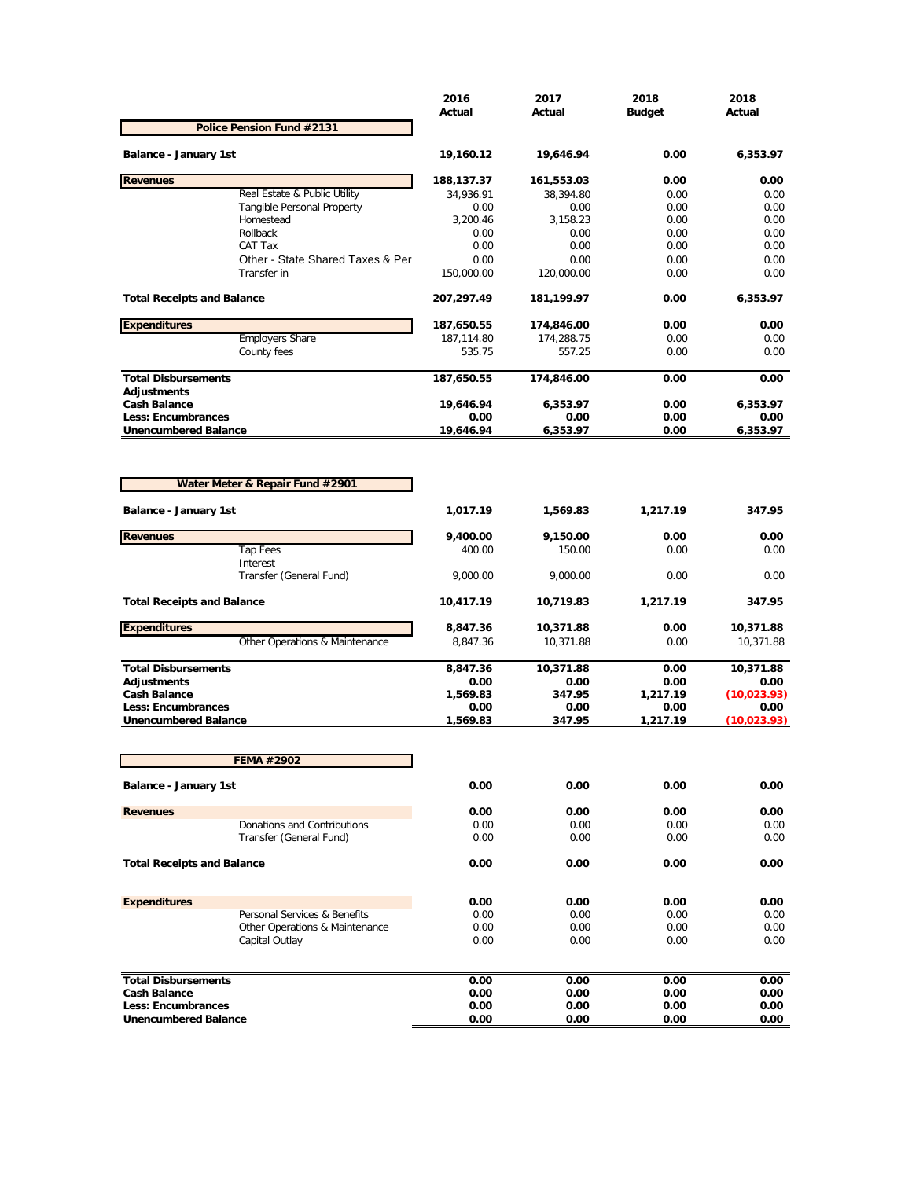| | 2016 Actual | 2017 Actual | 2018 Budget | 2018 Actual |
|---|---|---|---|---|
| **Police Pension Fund #2131** | | | | |
| **Balance - January 1st** | **19,160.12** | **19,646.94** | **0.00** | **6,353.97** |
| **Revenues** | **188,137.37** | **161,553.03** | **0.00** | **0.00** |
| Real Estate & Public Utility | 34,936.91 | 38,394.80 | 0.00 | 0.00 |
| Tangible Personal Property | 0.00 | 0.00 | 0.00 | 0.00 |
| Homestead | 3,200.46 | 3,158.23 | 0.00 | 0.00 |
| Rollback | 0.00 | 0.00 | 0.00 | 0.00 |
| CAT Tax | 0.00 | 0.00 | 0.00 | 0.00 |
| Other - State Shared Taxes & Per | 0.00 | 0.00 | 0.00 | 0.00 |
| Transfer in | 150,000.00 | 120,000.00 | 0.00 | 0.00 |
| **Total Receipts and Balance** | **207,297.49** | **181,199.97** | **0.00** | **6,353.97** |
| **Expenditures** | **187,650.55** | **174,846.00** | **0.00** | **0.00** |
| Employers Share | 187,114.80 | 174,288.75 | 0.00 | 0.00 |
| County fees | 535.75 | 557.25 | 0.00 | 0.00 |
| **Total Disbursements** | **187,650.55** | **174,846.00** | **0.00** | **0.00** |
| **Adjustments** | | | | |
| **Cash Balance** | **19,646.94** | **6,353.97** | **0.00** | **6,353.97** |
| **Less: Encumbrances** | **0.00** | **0.00** | **0.00** | **0.00** |
| **Unencumbered Balance** | **19,646.94** | **6,353.97** | **0.00** | **6,353.97** |

| | 2016 Actual | 2017 Actual | 2018 Budget | 2018 Actual |
|---|---|---|---|---|
| **Water Meter & Repair Fund #2901** | | | | |
| **Balance - January 1st** | **1,017.19** | **1,569.83** | **1,217.19** | **347.95** |
| **Revenues** | **9,400.00** | **9,150.00** | **0.00** | **0.00** |
| Tap Fees | 400.00 | 150.00 | 0.00 | 0.00 |
| Interest | | | | |
| Transfer (General Fund) | 9,000.00 | 9,000.00 | 0.00 | 0.00 |
| **Total Receipts and Balance** | **10,417.19** | **10,719.83** | **1,217.19** | **347.95** |
| **Expenditures** | **8,847.36** | **10,371.88** | **0.00** | **10,371.88** |
| Other Operations & Maintenance | 8,847.36 | 10,371.88 | 0.00 | 10,371.88 |
| **Total Disbursements** | **8,847.36** | **10,371.88** | **0.00** | **10,371.88** |
| **Adjustments** | **0.00** | **0.00** | **0.00** | **0.00** |
| **Cash Balance** | **1,569.83** | **347.95** | **1,217.19** | **(10,023.93)** |
| **Less: Encumbrances** | **0.00** | **0.00** | **0.00** | **0.00** |
| **Unencumbered Balance** | **1,569.83** | **347.95** | **1,217.19** | **(10,023.93)** |

| | 2016 Actual | 2017 Actual | 2018 Budget | 2018 Actual |
|---|---|---|---|---|
| **FEMA #2902** | | | | |
| **Balance - January 1st** | **0.00** | **0.00** | **0.00** | **0.00** |
| **Revenues** | **0.00** | **0.00** | **0.00** | **0.00** |
| Donations and Contributions | 0.00 | 0.00 | 0.00 | 0.00 |
| Transfer (General Fund) | 0.00 | 0.00 | 0.00 | 0.00 |
| **Total Receipts and Balance** | **0.00** | **0.00** | **0.00** | **0.00** |
| **Expenditures** | **0.00** | **0.00** | **0.00** | **0.00** |
| Personal Services & Benefits | 0.00 | 0.00 | 0.00 | 0.00 |
| Other Operations & Maintenance | 0.00 | 0.00 | 0.00 | 0.00 |
| Capital Outlay | 0.00 | 0.00 | 0.00 | 0.00 |
| **Total Disbursements** | **0.00** | **0.00** | **0.00** | **0.00** |
| **Cash Balance** | **0.00** | **0.00** | **0.00** | **0.00** |
| **Less: Encumbrances** | **0.00** | **0.00** | **0.00** | **0.00** |
| **Unencumbered Balance** | **0.00** | **0.00** | **0.00** | **0.00** |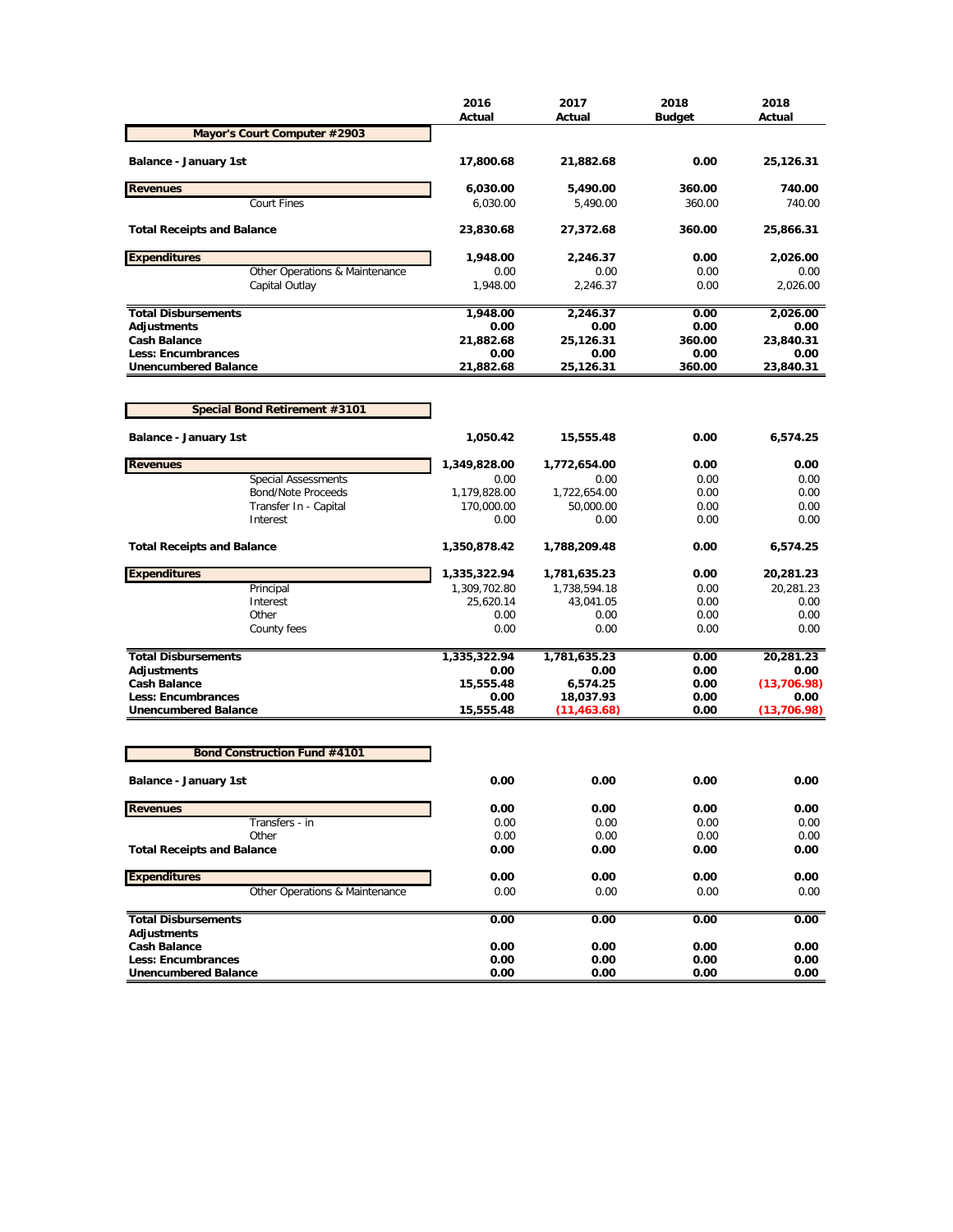| | 2016 Actual | 2017 Actual | 2018 Budget | 2018 Actual |
|---|---|---|---|---|
| **Mayor's Court Computer #2903** | | | | |
| **Balance - January 1st** | **17,800.68** | **21,882.68** | **0.00** | **25,126.31** |
| **Revenues** | **6,030.00** | **5,490.00** | **360.00** | **740.00** |
| Court Fines | 6,030.00 | 5,490.00 | 360.00 | 740.00 |
| **Total Receipts and Balance** | **23,830.68** | **27,372.68** | **360.00** | **25,866.31** |
| **Expenditures** | **1,948.00** | **2,246.37** | **0.00** | **2,026.00** |
| Other Operations & Maintenance | 0.00 | 0.00 | 0.00 | 0.00 |
| Capital Outlay | 1,948.00 | 2,246.37 | 0.00 | 2,026.00 |
| **Total Disbursements** | **1,948.00** | **2,246.37** | **0.00** | **2,026.00** |
| **Adjustments** | **0.00** | **0.00** | **0.00** | **0.00** |
| **Cash Balance** | **21,882.68** | **25,126.31** | **360.00** | **23,840.31** |
| **Less: Encumbrances** | **0.00** | **0.00** | **0.00** | **0.00** |
| **Unencumbered Balance** | **21,882.68** | **25,126.31** | **360.00** | **23,840.31** |

| | 2016 Actual | 2017 Actual | 2018 Budget | 2018 Actual |
|---|---|---|---|---|
| **Special Bond Retirement #3101** | | | | |
| **Balance - January 1st** | **1,050.42** | **15,555.48** | **0.00** | **6,574.25** |
| **Revenues** | **1,349,828.00** | **1,772,654.00** | **0.00** | **0.00** |
| Special Assessments | 0.00 | 0.00 | 0.00 | 0.00 |
| Bond/Note Proceeds | 1,179,828.00 | 1,722,654.00 | 0.00 | 0.00 |
| Transfer In - Capital | 170,000.00 | 50,000.00 | 0.00 | 0.00 |
| Interest | 0.00 | 0.00 | 0.00 | 0.00 |
| **Total Receipts and Balance** | **1,350,878.42** | **1,788,209.48** | **0.00** | **6,574.25** |
| **Expenditures** | **1,335,322.94** | **1,781,635.23** | **0.00** | **20,281.23** |
| Principal | 1,309,702.80 | 1,738,594.18 | 0.00 | 20,281.23 |
| Interest | 25,620.14 | 43,041.05 | 0.00 | 0.00 |
| Other | 0.00 | 0.00 | 0.00 | 0.00 |
| County fees | 0.00 | 0.00 | 0.00 | 0.00 |
| **Total Disbursements** | **1,335,322.94** | **1,781,635.23** | **0.00** | **20,281.23** |
| **Adjustments** | **0.00** | **0.00** | **0.00** | **0.00** |
| **Cash Balance** | **15,555.48** | **6,574.25** | **0.00** | **(13,706.98)** |
| **Less: Encumbrances** | **0.00** | **18,037.93** | **0.00** | **0.00** |
| **Unencumbered Balance** | **15,555.48** | **(11,463.68)** | **0.00** | **(13,706.98)** |

| | 2016 Actual | 2017 Actual | 2018 Budget | 2018 Actual |
|---|---|---|---|---|
| **Bond Construction Fund #4101** | | | | |
| **Balance - January 1st** | **0.00** | **0.00** | **0.00** | **0.00** |
| **Revenues** | **0.00** | **0.00** | **0.00** | **0.00** |
| Transfers - in | 0.00 | 0.00 | 0.00 | 0.00 |
| Other | 0.00 | 0.00 | 0.00 | 0.00 |
| **Total Receipts and Balance** | **0.00** | **0.00** | **0.00** | **0.00** |
| **Expenditures** | **0.00** | **0.00** | **0.00** | **0.00** |
| Other Operations & Maintenance | 0.00 | 0.00 | 0.00 | 0.00 |
| **Total Disbursements** | **0.00** | **0.00** | **0.00** | **0.00** |
| **Adjustments** | | | | |
| **Cash Balance** | **0.00** | **0.00** | **0.00** | **0.00** |
| **Less: Encumbrances** | **0.00** | **0.00** | **0.00** | **0.00** |
| **Unencumbered Balance** | **0.00** | **0.00** | **0.00** | **0.00** |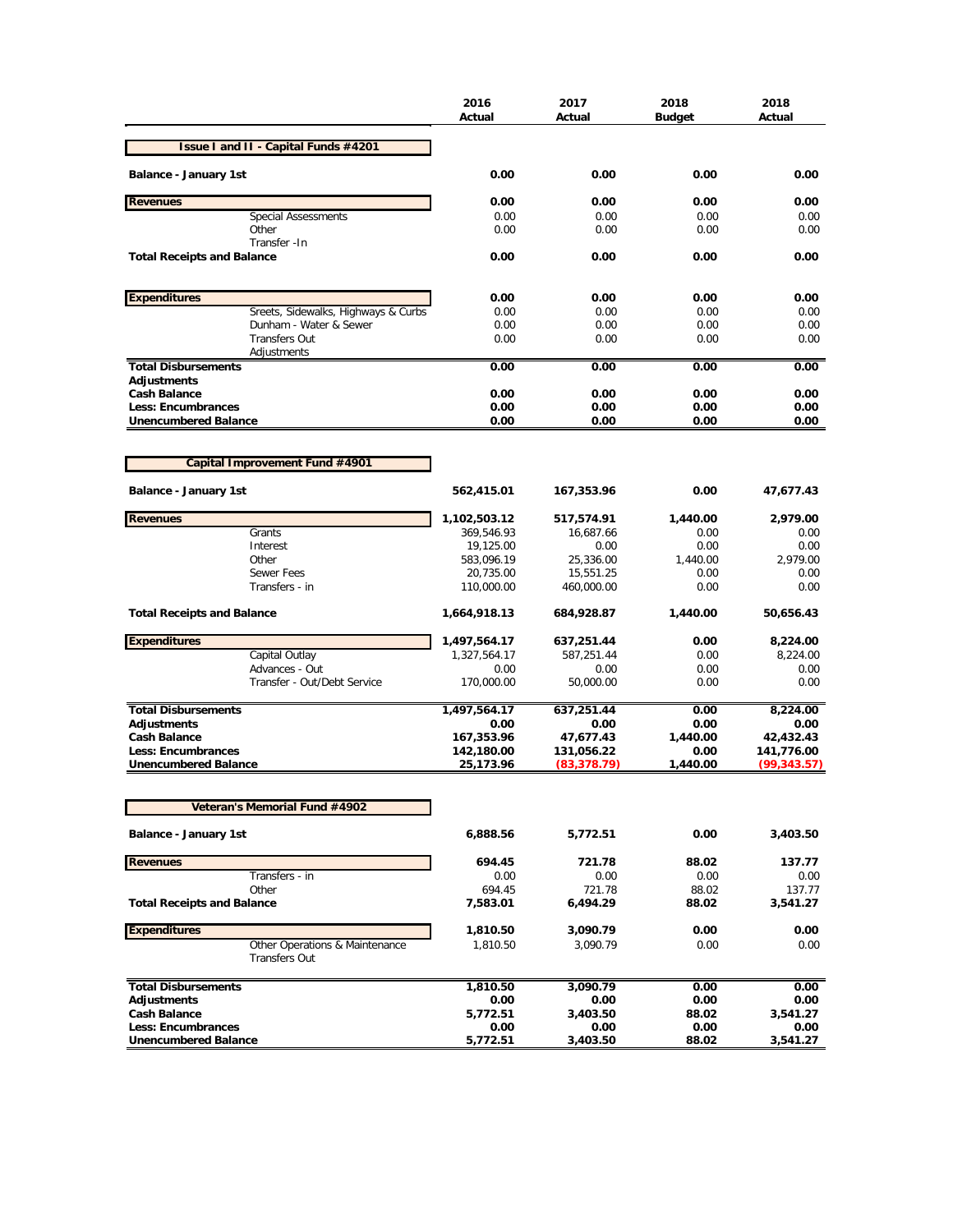| | 2016 Actual | 2017 Actual | 2018 Budget | 2018 Actual |
|---|---|---|---|---|
| **Issue I and II - Capital Funds #4201** | | | | |
| **Balance - January 1st** | **0.00** | **0.00** | **0.00** | **0.00** |
| **Revenues** | **0.00** | **0.00** | **0.00** | **0.00** |
| Special Assessments | 0.00 | 0.00 | 0.00 | 0.00 |
| Other | 0.00 | 0.00 | 0.00 | 0.00 |
| Transfer -In | | | | |
| **Total Receipts and Balance** | **0.00** | **0.00** | **0.00** | **0.00** |
| **Expenditures** | **0.00** | **0.00** | **0.00** | **0.00** |
| Sreets, Sidewalks, Highways & Curbs | 0.00 | 0.00 | 0.00 | 0.00 |
| Dunham - Water & Sewer | 0.00 | 0.00 | 0.00 | 0.00 |
| Transfers Out | 0.00 | 0.00 | 0.00 | 0.00 |
| Adjustments | | | | |
| **Total Disbursements** | **0.00** | **0.00** | **0.00** | **0.00** |
| **Adjustments** | | | | |
| **Cash Balance** | **0.00** | **0.00** | **0.00** | **0.00** |
| **Less: Encumbrances** | **0.00** | **0.00** | **0.00** | **0.00** |
| **Unencumbered Balance** | **0.00** | **0.00** | **0.00** | **0.00** |
| **Capital Improvement Fund #4901** | | | | |
| **Balance - January 1st** | **562,415.01** | **167,353.96** | **0.00** | **47,677.43** |
| **Revenues** | **1,102,503.12** | **517,574.91** | **1,440.00** | **2,979.00** |
| Grants | 369,546.93 | 16,687.66 | 0.00 | 0.00 |
| Interest | 19,125.00 | 0.00 | 0.00 | 0.00 |
| Other | 583,096.19 | 25,336.00 | 1,440.00 | 2,979.00 |
| Sewer Fees | 20,735.00 | 15,551.25 | 0.00 | 0.00 |
| Transfers - in | 110,000.00 | 460,000.00 | 0.00 | 0.00 |
| **Total Receipts and Balance** | **1,664,918.13** | **684,928.87** | **1,440.00** | **50,656.43** |
| **Expenditures** | **1,497,564.17** | **637,251.44** | **0.00** | **8,224.00** |
| Capital Outlay | 1,327,564.17 | 587,251.44 | 0.00 | 8,224.00 |
| Advances - Out | 0.00 | 0.00 | 0.00 | 0.00 |
| Transfer - Out/Debt Service | 170,000.00 | 50,000.00 | 0.00 | 0.00 |
| **Total Disbursements** | **1,497,564.17** | **637,251.44** | **0.00** | **8,224.00** |
| **Adjustments** | **0.00** | **0.00** | **0.00** | **0.00** |
| **Cash Balance** | **167,353.96** | **47,677.43** | **1,440.00** | **42,432.43** |
| **Less: Encumbrances** | **142,180.00** | **131,056.22** | **0.00** | **141,776.00** |
| **Unencumbered Balance** | **25,173.96** | **(83,378.79)** | **1,440.00** | **(99,343.57)** |
| **Veteran's Memorial Fund #4902** | | | | |
| **Balance - January 1st** | **6,888.56** | **5,772.51** | **0.00** | **3,403.50** |
| **Revenues** | **694.45** | **721.78** | **88.02** | **137.77** |
| Transfers - in | 0.00 | 0.00 | 0.00 | 0.00 |
| Other | 694.45 | 721.78 | 88.02 | 137.77 |
| **Total Receipts and Balance** | **7,583.01** | **6,494.29** | **88.02** | **3,541.27** |
| **Expenditures** | **1,810.50** | **3,090.79** | **0.00** | **0.00** |
| Other Operations & Maintenance | 1,810.50 | 3,090.79 | 0.00 | 0.00 |
| Transfers Out | | | | |
| **Total Disbursements** | **1,810.50** | **3,090.79** | **0.00** | **0.00** |
| **Adjustments** | **0.00** | **0.00** | **0.00** | **0.00** |
| **Cash Balance** | **5,772.51** | **3,403.50** | **88.02** | **3,541.27** |
| **Less: Encumbrances** | **0.00** | **0.00** | **0.00** | **0.00** |
| **Unencumbered Balance** | **5,772.51** | **3,403.50** | **88.02** | **3,541.27** |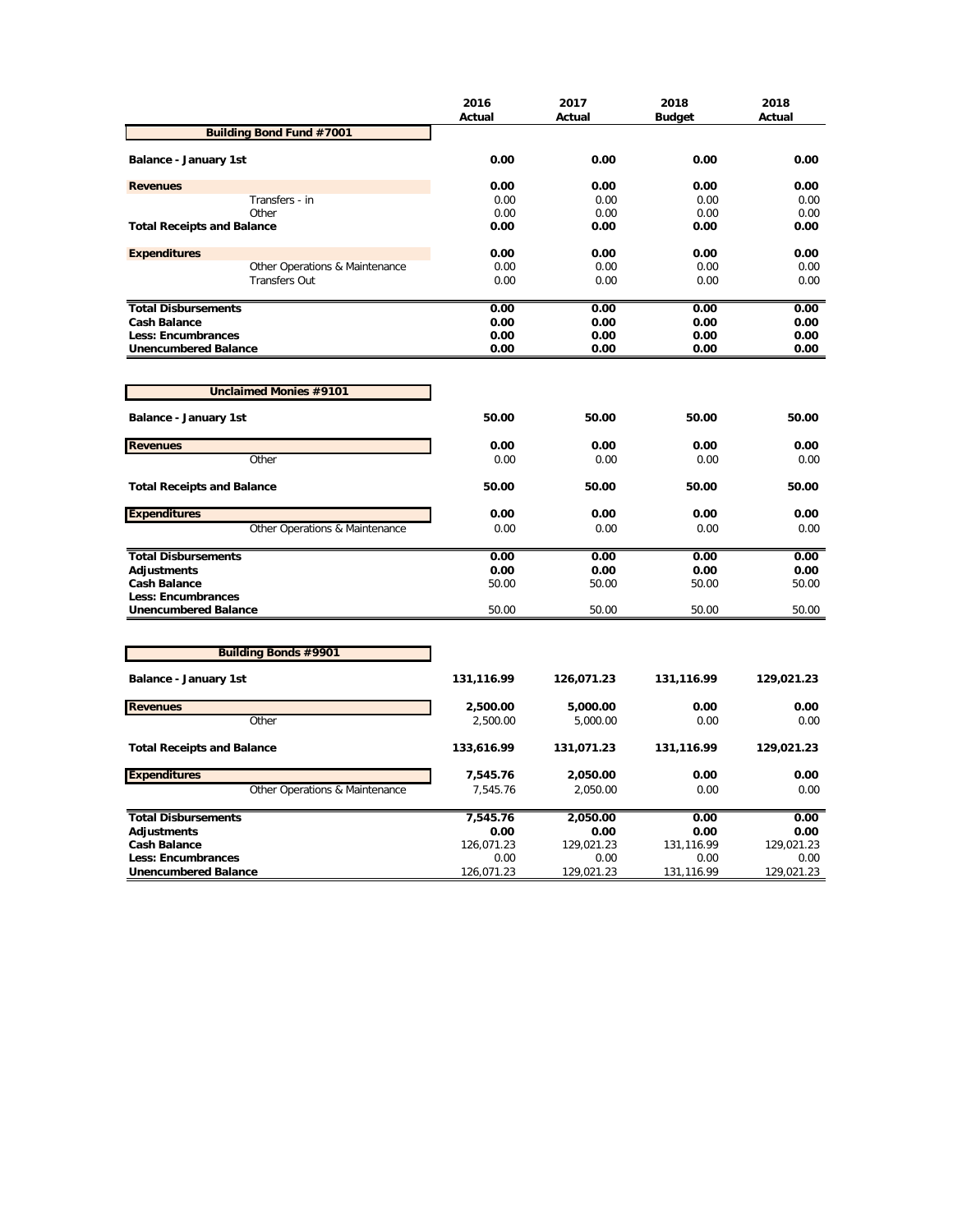| | 2016 Actual | 2017 Actual | 2018 Budget | 2018 Actual |
|---|---|---|---|---|
| **Building Bond Fund #7001** | | | | |
| **Balance - January 1st** | **0.00** | **0.00** | **0.00** | **0.00** |
| **Revenues** | **0.00** | **0.00** | **0.00** | **0.00** |
| Transfers - in | 0.00 | 0.00 | 0.00 | 0.00 |
| Other | 0.00 | 0.00 | 0.00 | 0.00 |
| **Total Receipts and Balance** | **0.00** | **0.00** | **0.00** | **0.00** |
| **Expenditures** | **0.00** | **0.00** | **0.00** | **0.00** |
| Other Operations & Maintenance | 0.00 | 0.00 | 0.00 | 0.00 |
| Transfers Out | 0.00 | 0.00 | 0.00 | 0.00 |
| **Total Disbursements** | **0.00** | **0.00** | **0.00** | **0.00** |
| **Cash Balance** | **0.00** | **0.00** | **0.00** | **0.00** |
| **Less: Encumbrances** | **0.00** | **0.00** | **0.00** | **0.00** |
| **Unencumbered Balance** | **0.00** | **0.00** | **0.00** | **0.00** |

| | 2016 Actual | 2017 Actual | 2018 Budget | 2018 Actual |
|---|---|---|---|---|
| **Unclaimed Monies #9101** | | | | |
| **Balance - January 1st** | **50.00** | **50.00** | **50.00** | **50.00** |
| **Revenues** | **0.00** | **0.00** | **0.00** | **0.00** |
| Other | 0.00 | 0.00 | 0.00 | 0.00 |
| **Total Receipts and Balance** | **50.00** | **50.00** | **50.00** | **50.00** |
| **Expenditures** | **0.00** | **0.00** | **0.00** | **0.00** |
| Other Operations & Maintenance | 0.00 | 0.00 | 0.00 | 0.00 |
| **Total Disbursements** | **0.00** | **0.00** | **0.00** | **0.00** |
| **Adjustments** | **0.00** | **0.00** | **0.00** | **0.00** |
| **Cash Balance** | 50.00 | 50.00 | 50.00 | 50.00 |
| **Less: Encumbrances** | | | | |
| **Unencumbered Balance** | 50.00 | 50.00 | 50.00 | 50.00 |

| | 2016 Actual | 2017 Actual | 2018 Budget | 2018 Actual |
|---|---|---|---|---|
| **Building Bonds #9901** | | | | |
| **Balance - January 1st** | **131,116.99** | **126,071.23** | **131,116.99** | **129,021.23** |
| **Revenues** | **2,500.00** | **5,000.00** | **0.00** | **0.00** |
| Other | 2,500.00 | 5,000.00 | 0.00 | 0.00 |
| **Total Receipts and Balance** | **133,616.99** | **131,071.23** | **131,116.99** | **129,021.23** |
| **Expenditures** | **7,545.76** | **2,050.00** | **0.00** | **0.00** |
| Other Operations & Maintenance | 7,545.76 | 2,050.00 | 0.00 | 0.00 |
| **Total Disbursements** | **7,545.76** | **2,050.00** | **0.00** | **0.00** |
| **Adjustments** | **0.00** | **0.00** | **0.00** | **0.00** |
| **Cash Balance** | 126,071.23 | 129,021.23 | 131,116.99 | 129,021.23 |
| **Less: Encumbrances** | 0.00 | 0.00 | 0.00 | 0.00 |
| **Unencumbered Balance** | 126,071.23 | 129,021.23 | 131,116.99 | 129,021.23 |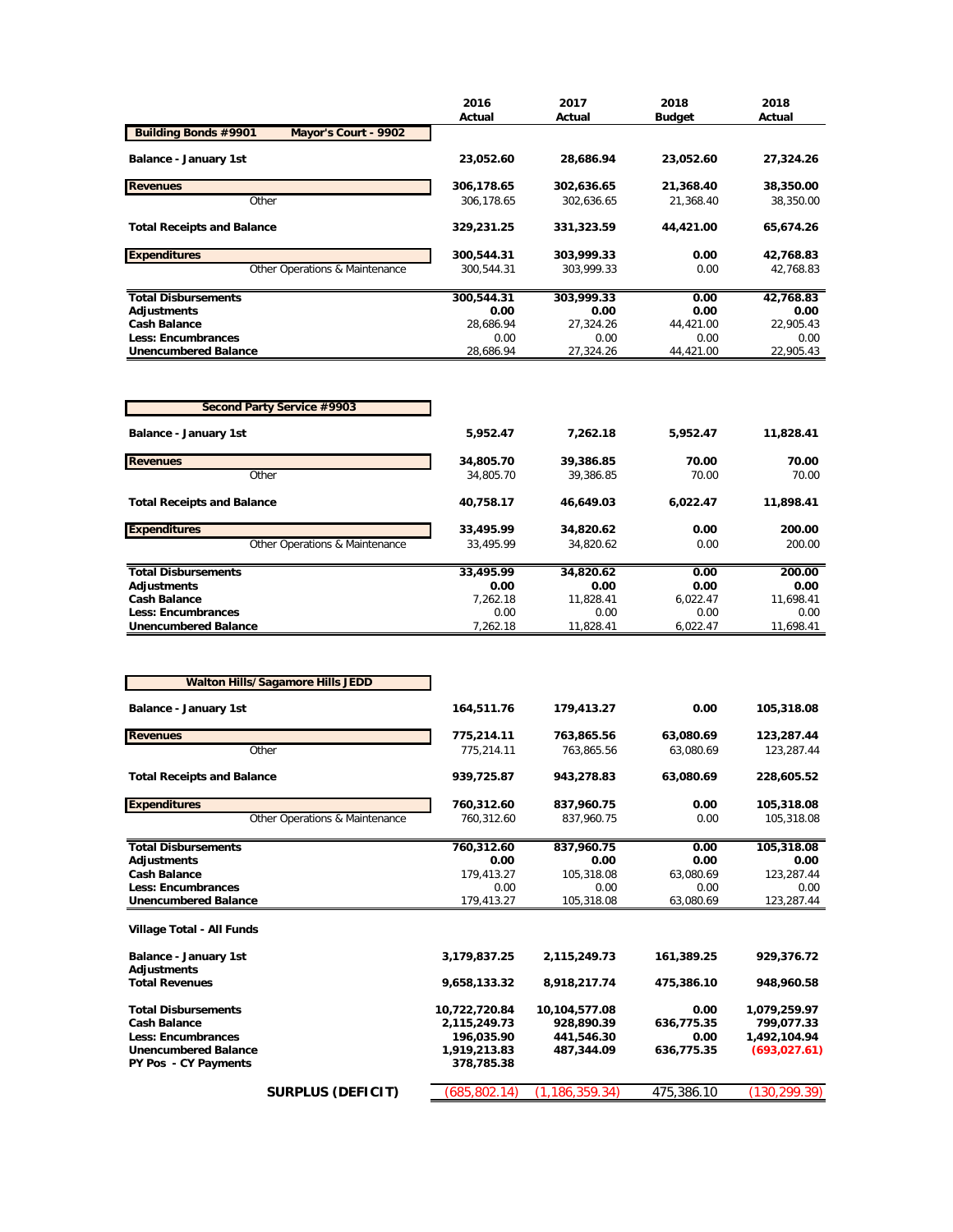| | 2016 Actual | 2017 Actual | 2018 Budget | 2018 Actual |
|---|---|---|---|---|
| **Building Bonds #9901 Mayor's Court - 9902** | | | | |
| **Balance - January 1st** | **23,052.60** | **28,686.94** | **23,052.60** | **27,324.26** |
| **Revenues** | **306,178.65** | **302,636.65** | **21,368.40** | **38,350.00** |
| Other | 306,178.65 | 302,636.65 | 21,368.40 | 38,350.00 |
| **Total Receipts and Balance** | **329,231.25** | **331,323.59** | **44,421.00** | **65,674.26** |
| **Expenditures** | **300,544.31** | **303,999.33** | **0.00** | **42,768.83** |
| Other Operations & Maintenance | 300,544.31 | 303,999.33 | 0.00 | 42,768.83 |
| **Total Disbursements** | **300,544.31** | **303,999.33** | **0.00** | **42,768.83** |
| **Adjustments** | **0.00** | **0.00** | **0.00** | **0.00** |
| **Cash Balance** | 28,686.94 | 27,324.26 | 44,421.00 | 22,905.43 |
| **Less: Encumbrances** | 0.00 | 0.00 | 0.00 | 0.00 |
| **Unencumbered Balance** | 28,686.94 | 27,324.26 | 44,421.00 | 22,905.43 |

| | 2016 Actual | 2017 Actual | 2018 Budget | 2018 Actual |
|---|---|---|---|---|
| **Second Party Service #9903** | | | | |
| **Balance - January 1st** | **5,952.47** | **7,262.18** | **5,952.47** | **11,828.41** |
| **Revenues** | **34,805.70** | **39,386.85** | **70.00** | **70.00** |
| Other | 34,805.70 | 39,386.85 | 70.00 | 70.00 |
| **Total Receipts and Balance** | **40,758.17** | **46,649.03** | **6,022.47** | **11,898.41** |
| **Expenditures** | **33,495.99** | **34,820.62** | **0.00** | **200.00** |
| Other Operations & Maintenance | 33,495.99 | 34,820.62 | 0.00 | 200.00 |
| **Total Disbursements** | **33,495.99** | **34,820.62** | **0.00** | **200.00** |
| **Adjustments** | **0.00** | **0.00** | **0.00** | **0.00** |
| **Cash Balance** | 7,262.18 | 11,828.41 | 6,022.47 | 11,698.41 |
| **Less: Encumbrances** | 0.00 | 0.00 | 0.00 | 0.00 |
| **Unencumbered Balance** | 7,262.18 | 11,828.41 | 6,022.47 | 11,698.41 |

| | 2016 Actual | 2017 Actual | 2018 Budget | 2018 Actual |
|---|---|---|---|---|
| **Walton Hills/Sagamore Hills JEDD** | | | | |
| **Balance - January 1st** | **164,511.76** | **179,413.27** | **0.00** | **105,318.08** |
| **Revenues** | **775,214.11** | **763,865.56** | **63,080.69** | **123,287.44** |
| Other | 775,214.11 | 763,865.56 | 63,080.69 | 123,287.44 |
| **Total Receipts and Balance** | **939,725.87** | **943,278.83** | **63,080.69** | **228,605.52** |
| **Expenditures** | **760,312.60** | **837,960.75** | **0.00** | **105,318.08** |
| Other Operations & Maintenance | 760,312.60 | 837,960.75 | 0.00 | 105,318.08 |
| **Total Disbursements** | **760,312.60** | **837,960.75** | **0.00** | **105,318.08** |
| **Adjustments** | **0.00** | **0.00** | **0.00** | **0.00** |
| **Cash Balance** | 179,413.27 | 105,318.08 | 63,080.69 | 123,287.44 |
| **Less: Encumbrances** | 0.00 | 0.00 | 0.00 | 0.00 |
| **Unencumbered Balance** | 179,413.27 | 105,318.08 | 63,080.69 | 123,287.44 |

| | 2016 Actual | 2017 Actual | 2018 Budget | 2018 Actual |
|---|---|---|---|---|
| **Village Total - All Funds** | | | | |
| **Balance - January 1st** | **3,179,837.25** | **2,115,249.73** | **161,389.25** | **929,376.72** |
| **Adjustments** | | | | |
| **Total Revenues** | **9,658,133.32** | **8,918,217.74** | **475,386.10** | **948,960.58** |
| **Total Disbursements** | **10,722,720.84** | **10,104,577.08** | **0.00** | **1,079,259.97** |
| **Cash Balance** | **2,115,249.73** | **928,890.39** | **636,775.35** | **799,077.33** |
| **Less: Encumbrances** | **196,035.90** | **441,546.30** | **0.00** | **1,492,104.94** |
| **Unencumbered Balance** | **1,919,213.83** | **487,344.09** | **636,775.35** | **(693,027.61)** |
| **PY Pos - CY Payments** | **378,785.38** | | | |
| **SURPLUS (DEFICIT)** | (685,802.14) | (1,186,359.34) | 475,386.10 | (130,299.39) |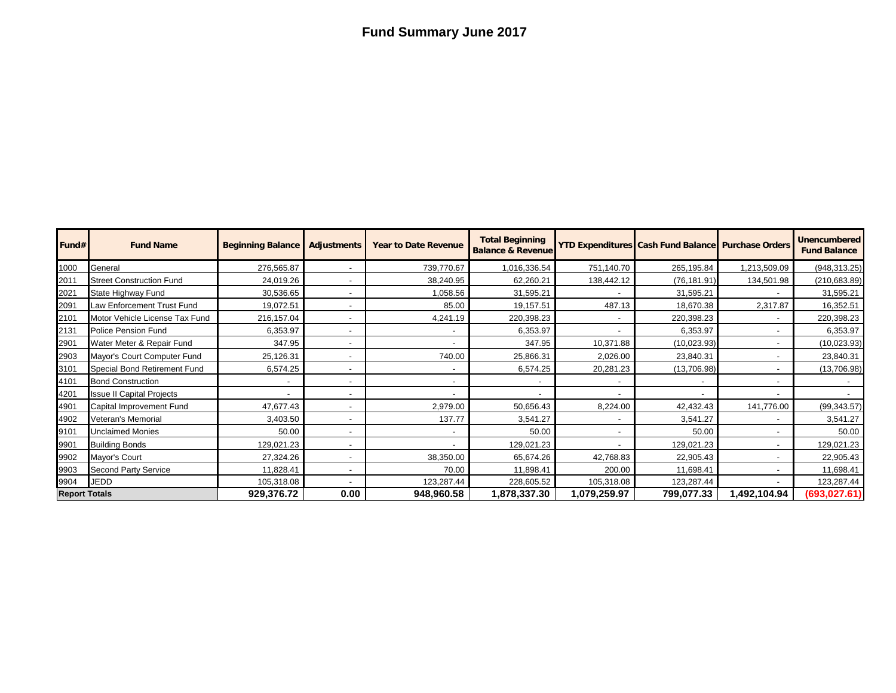# Fund Summary June 2017

| Fund# | Fund Name | Beginning Balance | Adjustments | Year to Date Revenue | Total Beginning Balance & Revenue | YTD Expenditures | Cash Fund Balance | Purchase Orders | Unencumbered Fund Balance |
|---|---|---|---|---|---|---|---|---|---|
| 1000 | General | 276,565.87 | - | 739,770.67 | 1,016,336.54 | 751,140.70 | 265,195.84 | 1,213,509.09 | (948,313.25) |
| 2011 | Street Construction Fund | 24,019.26 | - | 38,240.95 | 62,260.21 | 138,442.12 | (76,181.91) | 134,501.98 | (210,683.89) |
| 2021 | State Highway Fund | 30,536.65 | - | 1,058.56 | 31,595.21 | - | 31,595.21 | - | 31,595.21 |
| 2091 | Law Enforcement Trust Fund | 19,072.51 | - | 85.00 | 19,157.51 | 487.13 | 18,670.38 | 2,317.87 | 16,352.51 |
| 2101 | Motor Vehicle License Tax Fund | 216,157.04 | - | 4,241.19 | 220,398.23 | - | 220,398.23 | - | 220,398.23 |
| 2131 | Police Pension Fund | 6,353.97 | - | - | 6,353.97 | - | 6,353.97 | - | 6,353.97 |
| 2901 | Water Meter & Repair Fund | 347.95 | - | - | 347.95 | 10,371.88 | (10,023.93) | - | (10,023.93) |
| 2903 | Mayor's Court Computer Fund | 25,126.31 | - | 740.00 | 25,866.31 | 2,026.00 | 23,840.31 | - | 23,840.31 |
| 3101 | Special Bond Retirement Fund | 6,574.25 | - | - | 6,574.25 | 20,281.23 | (13,706.98) | - | (13,706.98) |
| 4101 | Bond Construction | - | - | - | - | - | - | - | - |
| 4201 | Issue II Capital Projects | - | - | - | - | - | - | - | - |
| 4901 | Capital Improvement Fund | 47,677.43 | - | 2,979.00 | 50,656.43 | 8,224.00 | 42,432.43 | 141,776.00 | (99,343.57) |
| 4902 | Veteran's Memorial | 3,403.50 | - | 137.77 | 3,541.27 | - | 3,541.27 | - | 3,541.27 |
| 9101 | Unclaimed Monies | 50.00 | - | - | 50.00 | - | 50.00 | - | 50.00 |
| 9901 | Building Bonds | 129,021.23 | - | - | 129,021.23 | - | 129,021.23 | - | 129,021.23 |
| 9902 | Mayor's Court | 27,324.26 | - | 38,350.00 | 65,674.26 | 42,768.83 | 22,905.43 | - | 22,905.43 |
| 9903 | Second Party Service | 11,828.41 | - | 70.00 | 11,898.41 | 200.00 | 11,698.41 | - | 11,698.41 |
| 9904 | JEDD | 105,318.08 | - | 123,287.44 | 228,605.52 | 105,318.08 | 123,287.44 | - | 123,287.44 |
| **Report Totals** | | **929,376.72** | **0.00** | **948,960.58** | **1,878,337.30** | **1,079,259.97** | **799,077.33** | **1,492,104.94** | **(693,027.61)** |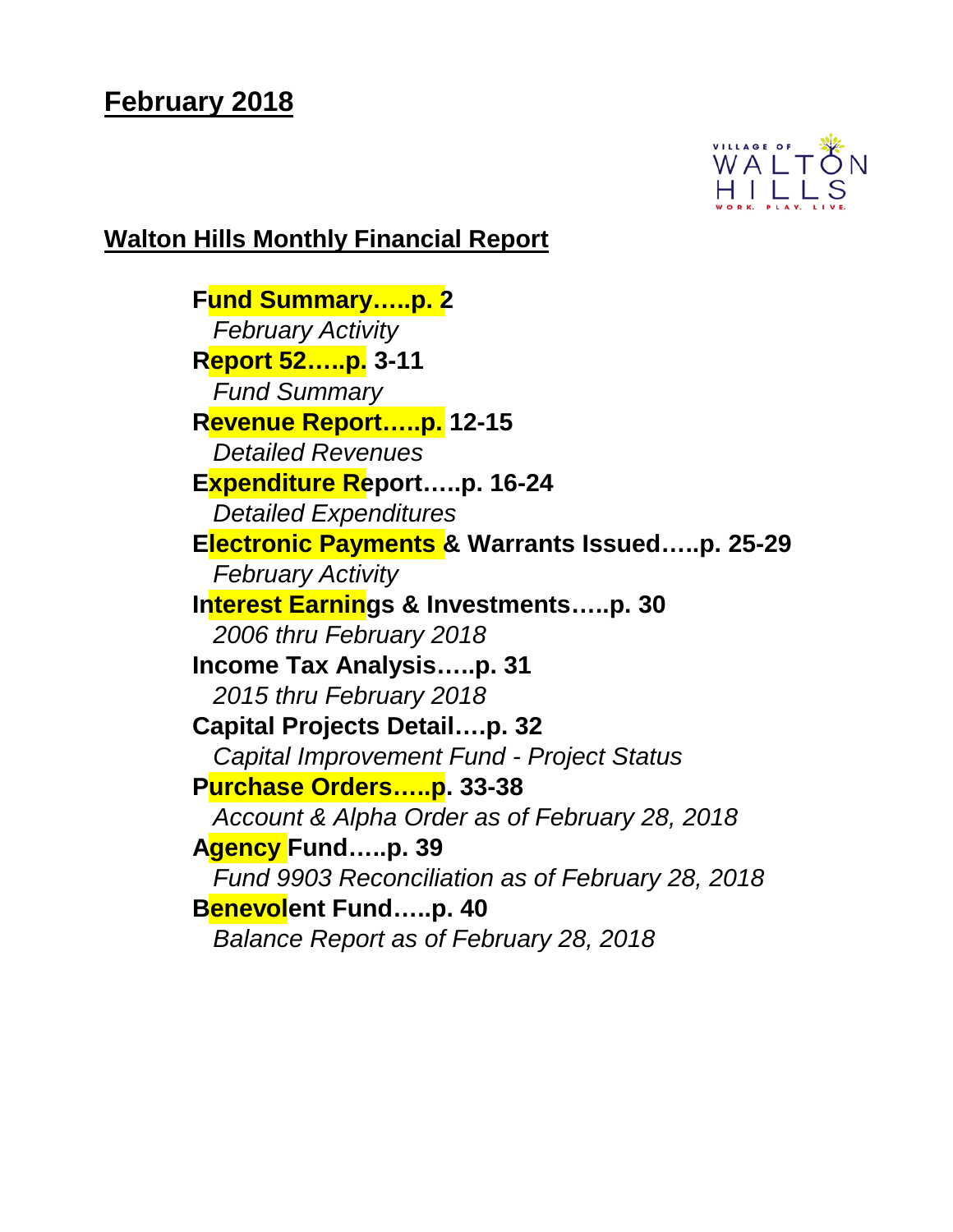## February 2018

VILLAGE OF WALTON HILLS
WORK. PLAY. LIVE.

## Walton Hills Monthly Financial Report

**Fund Summary…..p. 2**
*February Activity*

**Report 52…..p. 3-11**
*Fund Summary*

**Revenue Report…..p. 12-15**
*Detailed Revenues*

**Expenditure Report…..p. 16-24**
*Detailed Expenditures*

**Electronic Payments & Warrants Issued…..p. 25-29**
*February Activity*

**Interest Earnings & Investments…..p. 30**
*2006 thru February 2018*

**Income Tax Analysis…..p. 31**
*2015 thru February 2018*

**Capital Projects Detail….p. 32**
*Capital Improvement Fund - Project Status*

**Purchase Orders…..p. 33-38**
*Account & Alpha Order as of February 28, 2018*

**Agency Fund…..p. 39**
*Fund 9903 Reconciliation as of February 28, 2018*

**Benevolent Fund…..p. 40**
*Balance Report as of February 28, 2018*